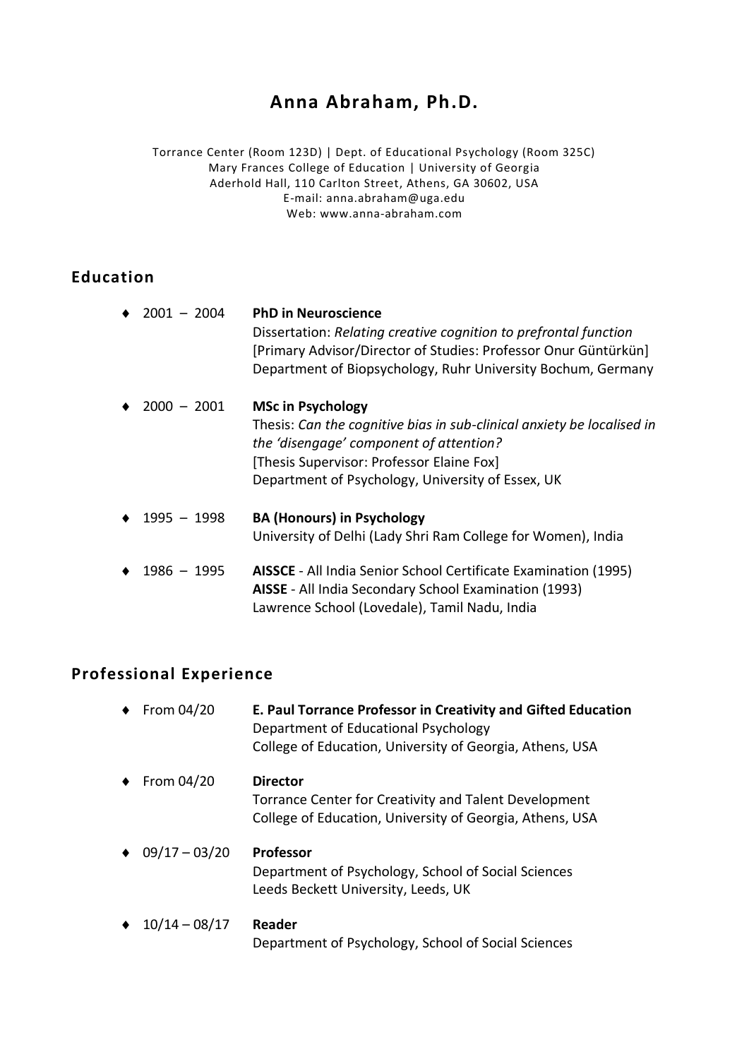# Anna Abraham, Ph.D.

Torrance Center (Room 123D) | Dept. of Educational Psychology (Room 325C)
Mary Frances College of Education | University of Georgia
Aderhold Hall, 110 Carlton Street, Athens, GA 30602, USA
E-mail: anna.abraham@uga.edu
Web: www.anna-abraham.com

## Education

- 2001 – 2004 **PhD in Neuroscience**
  Dissertation: *Relating creative cognition to prefrontal function*
  [Primary Advisor/Director of Studies: Professor Onur Güntürkün]
  Department of Biopsychology, Ruhr University Bochum, Germany

- 2000 – 2001 **MSc in Psychology**
  Thesis: *Can the cognitive bias in sub-clinical anxiety be localised in the 'disengage' component of attention?*
  [Thesis Supervisor: Professor Elaine Fox]
  Department of Psychology, University of Essex, UK

- 1995 – 1998 **BA (Honours) in Psychology**
  University of Delhi (Lady Shri Ram College for Women), India

- 1986 – 1995 **AISSCE** - All India Senior School Certificate Examination (1995)
  **AISSE** - All India Secondary School Examination (1993)
  Lawrence School (Lovedale), Tamil Nadu, India

## Professional Experience

- From 04/20 **E. Paul Torrance Professor in Creativity and Gifted Education**
  Department of Educational Psychology
  College of Education, University of Georgia, Athens, USA

- From 04/20 **Director**
  Torrance Center for Creativity and Talent Development
  College of Education, University of Georgia, Athens, USA

- 09/17 – 03/20 **Professor**
  Department of Psychology, School of Social Sciences
  Leeds Beckett University, Leeds, UK

- 10/14 – 08/17 **Reader**
  Department of Psychology, School of Social Sciences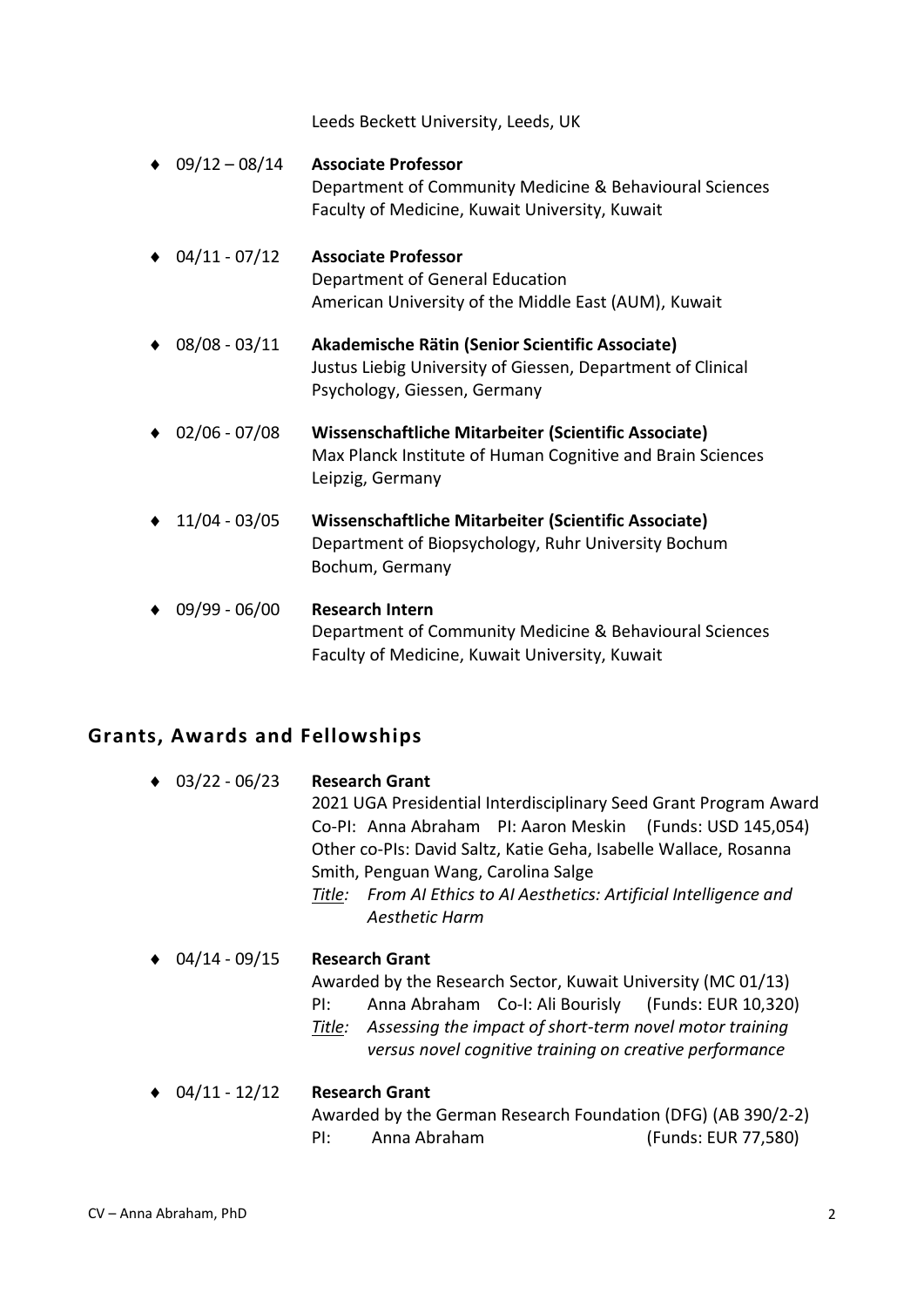Leeds Beckett University, Leeds, UK

- 09/12 – 08/14 **Associate Professor**
  Department of Community Medicine & Behavioural Sciences
  Faculty of Medicine, Kuwait University, Kuwait

- 04/11 - 07/12 **Associate Professor**
  Department of General Education
  American University of the Middle East (AUM), Kuwait

- 08/08 - 03/11 **Akademische Rätin (Senior Scientific Associate)**
  Justus Liebig University of Giessen, Department of Clinical Psychology, Giessen, Germany

- 02/06 - 07/08 **Wissenschaftliche Mitarbeiter (Scientific Associate)**
  Max Planck Institute of Human Cognitive and Brain Sciences
  Leipzig, Germany

- 11/04 - 03/05 **Wissenschaftliche Mitarbeiter (Scientific Associate)**
  Department of Biopsychology, Ruhr University Bochum
  Bochum, Germany

- 09/99 - 06/00 **Research Intern**
  Department of Community Medicine & Behavioural Sciences
  Faculty of Medicine, Kuwait University, Kuwait

## Grants, Awards and Fellowships

- 03/22 - 06/23 **Research Grant**
  2021 UGA Presidential Interdisciplinary Seed Grant Program Award
  Co-PI: Anna Abraham PI: Aaron Meskin (Funds: USD 145,054)
  Other co-PIs: David Saltz, Katie Geha, Isabelle Wallace, Rosanna Smith, Penguan Wang, Carolina Salge
  _Title:_ *From AI Ethics to AI Aesthetics: Artificial Intelligence and Aesthetic Harm*

- 04/14 - 09/15 **Research Grant**
  Awarded by the Research Sector, Kuwait University (MC 01/13)
  PI: Anna Abraham Co-I: Ali Bourisly (Funds: EUR 10,320)
  _Title:_ *Assessing the impact of short-term novel motor training versus novel cognitive training on creative performance*

- 04/11 - 12/12 **Research Grant**
  Awarded by the German Research Foundation (DFG) (AB 390/2-2)
  PI: Anna Abraham (Funds: EUR 77,580)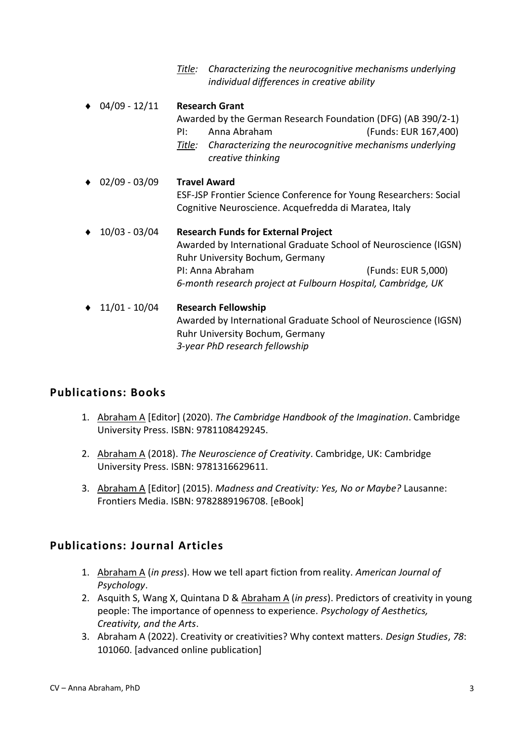*Title: Characterizing the neurocognitive mechanisms underlying individual differences in creative ability*

- 04/09 - 12/11 **Research Grant**
  Awarded by the German Research Foundation (DFG) (AB 390/2-1)
  PI: Anna Abraham (Funds: EUR 167,400)
  *Title: Characterizing the neurocognitive mechanisms underlying creative thinking*

- 02/09 - 03/09 **Travel Award**
  ESF-JSP Frontier Science Conference for Young Researchers: Social Cognitive Neuroscience. Acquefredda di Maratea, Italy

- 10/03 - 03/04 **Research Funds for External Project**
  Awarded by International Graduate School of Neuroscience (IGSN) Ruhr University Bochum, Germany
  PI: Anna Abraham (Funds: EUR 5,000)
  *6-month research project at Fulbourn Hospital, Cambridge, UK*

- 11/01 - 10/04 **Research Fellowship**
  Awarded by International Graduate School of Neuroscience (IGSN) Ruhr University Bochum, Germany
  *3-year PhD research fellowship*

## Publications: Books

1. Abraham A [Editor] (2020). *The Cambridge Handbook of the Imagination*. Cambridge University Press. ISBN: 9781108429245.

2. Abraham A (2018). *The Neuroscience of Creativity*. Cambridge, UK: Cambridge University Press. ISBN: 9781316629611.

3. Abraham A [Editor] (2015). *Madness and Creativity: Yes, No or Maybe?* Lausanne: Frontiers Media. ISBN: 9782889196708. [eBook]

## Publications: Journal Articles

1. Abraham A (*in press*). How we tell apart fiction from reality. *American Journal of Psychology*.
2. Asquith S, Wang X, Quintana D & Abraham A (*in press*). Predictors of creativity in young people: The importance of openness to experience. *Psychology of Aesthetics, Creativity, and the Arts*.
3. Abraham A (2022). Creativity or creativities? Why context matters. *Design Studies*, *78*: 101060. [advanced online publication]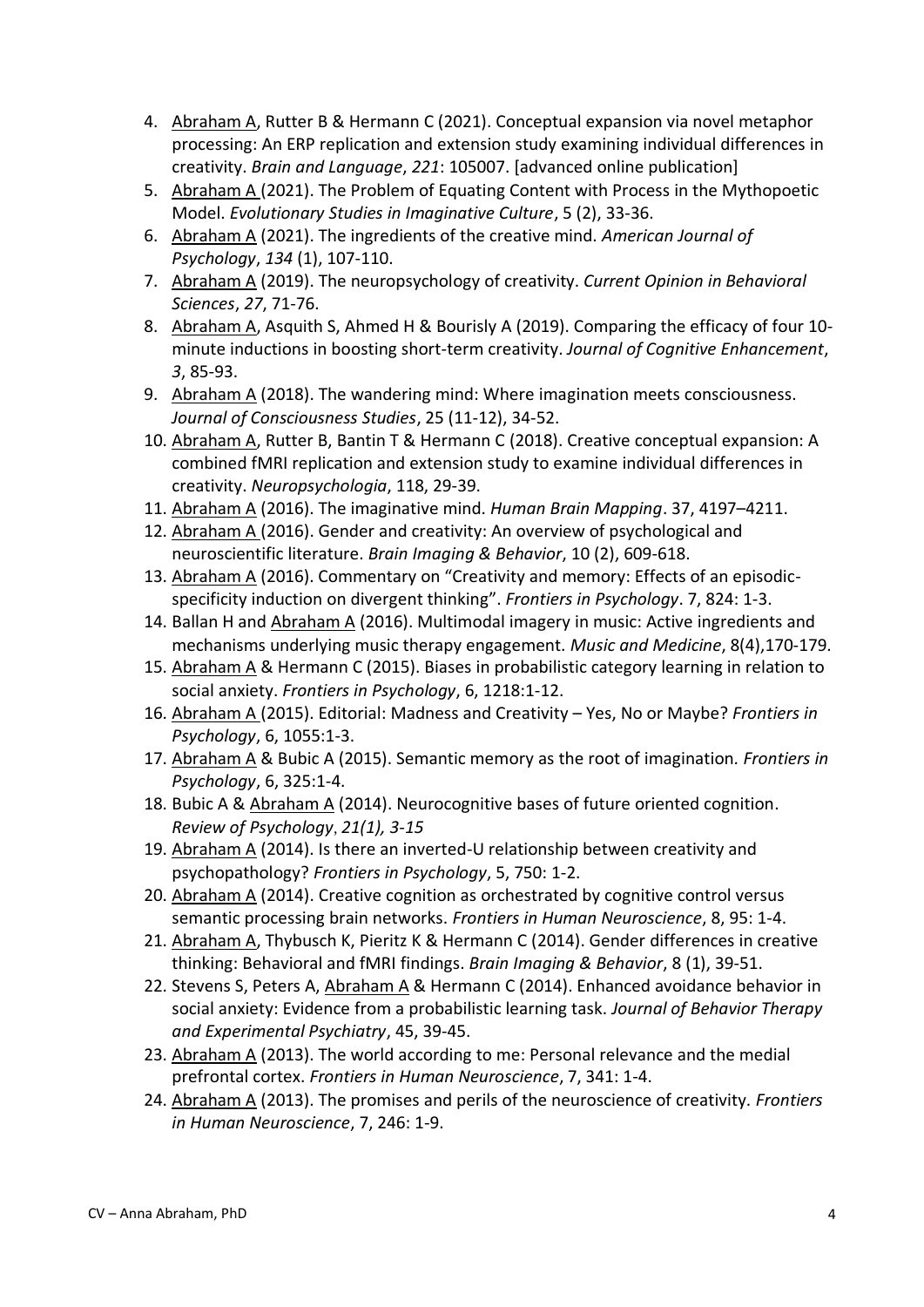4. Abraham A, Rutter B & Hermann C (2021). Conceptual expansion via novel metaphor processing: An ERP replication and extension study examining individual differences in creativity. *Brain and Language*, *221*: 105007. [advanced online publication]
5. Abraham A (2021). The Problem of Equating Content with Process in the Mythopoetic Model. *Evolutionary Studies in Imaginative Culture*, 5 (2), 33-36.
6. Abraham A (2021). The ingredients of the creative mind. *American Journal of Psychology*, *134* (1), 107-110.
7. Abraham A (2019). The neuropsychology of creativity. *Current Opinion in Behavioral Sciences*, *27*, 71-76.
8. Abraham A, Asquith S, Ahmed H & Bourisly A (2019). Comparing the efficacy of four 10-minute inductions in boosting short-term creativity. *Journal of Cognitive Enhancement*, *3*, 85-93.
9. Abraham A (2018). The wandering mind: Where imagination meets consciousness. *Journal of Consciousness Studies*, 25 (11-12), 34-52.
10. Abraham A, Rutter B, Bantin T & Hermann C (2018). Creative conceptual expansion: A combined fMRI replication and extension study to examine individual differences in creativity. *Neuropsychologia*, 118, 29-39.
11. Abraham A (2016). The imaginative mind. *Human Brain Mapping*. 37, 4197–4211.
12. Abraham A (2016). Gender and creativity: An overview of psychological and neuroscientific literature. *Brain Imaging & Behavior*, 10 (2), 609-618.
13. Abraham A (2016). Commentary on "Creativity and memory: Effects of an episodic-specificity induction on divergent thinking". *Frontiers in Psychology*. 7, 824: 1-3.
14. Ballan H and Abraham A (2016). Multimodal imagery in music: Active ingredients and mechanisms underlying music therapy engagement. *Music and Medicine*, 8(4),170-179.
15. Abraham A & Hermann C (2015). Biases in probabilistic category learning in relation to social anxiety. *Frontiers in Psychology*, 6, 1218:1-12.
16. Abraham A (2015). Editorial: Madness and Creativity – Yes, No or Maybe? *Frontiers in Psychology*, 6, 1055:1-3.
17. Abraham A & Bubic A (2015). Semantic memory as the root of imagination. *Frontiers in Psychology*, 6, 325:1-4.
18. Bubic A & Abraham A (2014). Neurocognitive bases of future oriented cognition. *Review of Psychology*, *21(1), 3-15*
19. Abraham A (2014). Is there an inverted-U relationship between creativity and psychopathology? *Frontiers in Psychology*, 5, 750: 1-2.
20. Abraham A (2014). Creative cognition as orchestrated by cognitive control versus semantic processing brain networks. *Frontiers in Human Neuroscience*, 8, 95: 1-4.
21. Abraham A, Thybusch K, Pieritz K & Hermann C (2014). Gender differences in creative thinking: Behavioral and fMRI findings. *Brain Imaging & Behavior*, 8 (1), 39-51.
22. Stevens S, Peters A, Abraham A & Hermann C (2014). Enhanced avoidance behavior in social anxiety: Evidence from a probabilistic learning task. *Journal of Behavior Therapy and Experimental Psychiatry*, 45, 39-45.
23. Abraham A (2013). The world according to me: Personal relevance and the medial prefrontal cortex. *Frontiers in Human Neuroscience*, 7, 341: 1-4.
24. Abraham A (2013). The promises and perils of the neuroscience of creativity. *Frontiers in Human Neuroscience*, 7, 246: 1-9.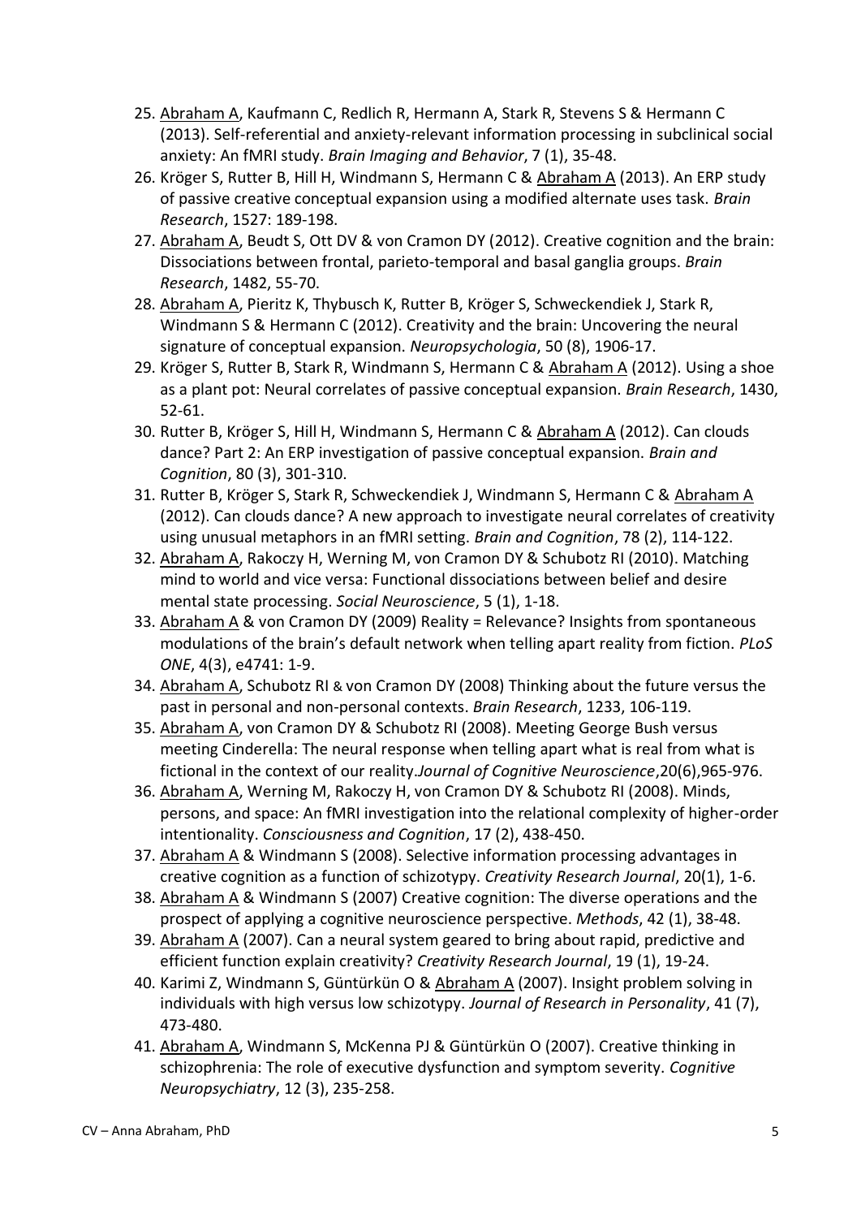25. Abraham A, Kaufmann C, Redlich R, Hermann A, Stark R, Stevens S & Hermann C (2013). Self-referential and anxiety-relevant information processing in subclinical social anxiety: An fMRI study. *Brain Imaging and Behavior*, 7 (1), 35-48.
26. Kröger S, Rutter B, Hill H, Windmann S, Hermann C & Abraham A (2013). An ERP study of passive creative conceptual expansion using a modified alternate uses task. *Brain Research*, 1527: 189-198.
27. Abraham A, Beudt S, Ott DV & von Cramon DY (2012). Creative cognition and the brain: Dissociations between frontal, parieto-temporal and basal ganglia groups. *Brain Research*, 1482, 55-70.
28. Abraham A, Pieritz K, Thybusch K, Rutter B, Kröger S, Schweckendiek J, Stark R, Windmann S & Hermann C (2012). Creativity and the brain: Uncovering the neural signature of conceptual expansion. *Neuropsychologia*, 50 (8), 1906-17.
29. Kröger S, Rutter B, Stark R, Windmann S, Hermann C & Abraham A (2012). Using a shoe as a plant pot: Neural correlates of passive conceptual expansion. *Brain Research*, 1430, 52-61.
30. Rutter B, Kröger S, Hill H, Windmann S, Hermann C & Abraham A (2012). Can clouds dance? Part 2: An ERP investigation of passive conceptual expansion. *Brain and Cognition*, 80 (3), 301-310.
31. Rutter B, Kröger S, Stark R, Schweckendiek J, Windmann S, Hermann C & Abraham A (2012). Can clouds dance? A new approach to investigate neural correlates of creativity using unusual metaphors in an fMRI setting. *Brain and Cognition*, 78 (2), 114-122.
32. Abraham A, Rakoczy H, Werning M, von Cramon DY & Schubotz RI (2010). Matching mind to world and vice versa: Functional dissociations between belief and desire mental state processing. *Social Neuroscience*, 5 (1), 1-18.
33. Abraham A & von Cramon DY (2009) Reality = Relevance? Insights from spontaneous modulations of the brain's default network when telling apart reality from fiction. *PLoS ONE*, 4(3), e4741: 1-9.
34. Abraham A, Schubotz RI & von Cramon DY (2008) Thinking about the future versus the past in personal and non-personal contexts. *Brain Research*, 1233, 106-119.
35. Abraham A, von Cramon DY & Schubotz RI (2008). Meeting George Bush versus meeting Cinderella: The neural response when telling apart what is real from what is fictional in the context of our reality.*Journal of Cognitive Neuroscience*,20(6),965-976.
36. Abraham A, Werning M, Rakoczy H, von Cramon DY & Schubotz RI (2008). Minds, persons, and space: An fMRI investigation into the relational complexity of higher-order intentionality. *Consciousness and Cognition*, 17 (2), 438-450.
37. Abraham A & Windmann S (2008). Selective information processing advantages in creative cognition as a function of schizotypy. *Creativity Research Journal*, 20(1), 1-6.
38. Abraham A & Windmann S (2007) Creative cognition: The diverse operations and the prospect of applying a cognitive neuroscience perspective. *Methods*, 42 (1), 38-48.
39. Abraham A (2007). Can a neural system geared to bring about rapid, predictive and efficient function explain creativity? *Creativity Research Journal*, 19 (1), 19-24.
40. Karimi Z, Windmann S, Güntürkün O & Abraham A (2007). Insight problem solving in individuals with high versus low schizotypy. *Journal of Research in Personality*, 41 (7), 473-480.
41. Abraham A, Windmann S, McKenna PJ & Güntürkün O (2007). Creative thinking in schizophrenia: The role of executive dysfunction and symptom severity. *Cognitive Neuropsychiatry*, 12 (3), 235-258.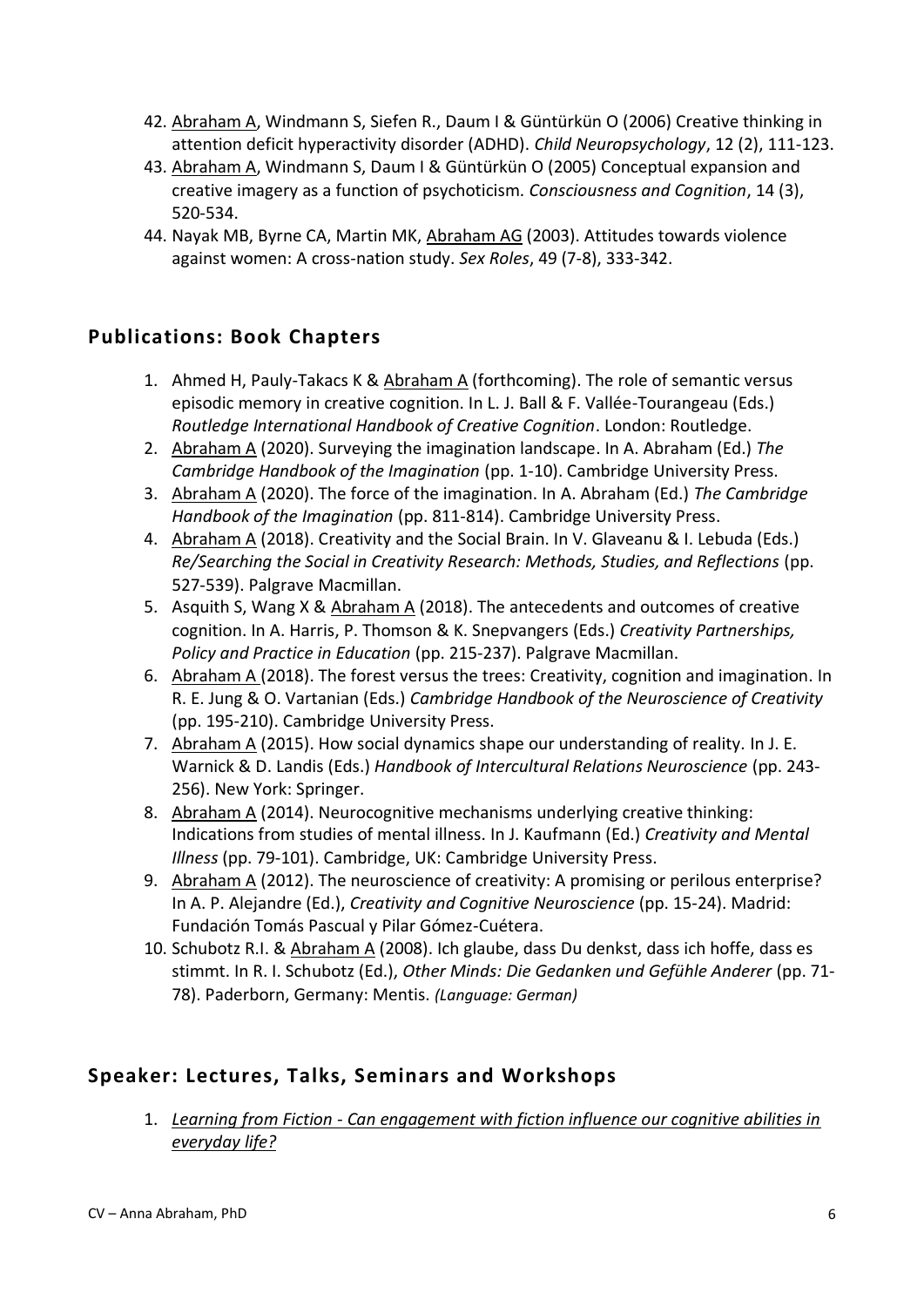42. Abraham A, Windmann S, Siefen R., Daum I & Güntürkün O (2006) Creative thinking in attention deficit hyperactivity disorder (ADHD). *Child Neuropsychology*, 12 (2), 111-123.
43. Abraham A, Windmann S, Daum I & Güntürkün O (2005) Conceptual expansion and creative imagery as a function of psychoticism. *Consciousness and Cognition*, 14 (3), 520-534.
44. Nayak MB, Byrne CA, Martin MK, Abraham AG (2003). Attitudes towards violence against women: A cross-nation study. *Sex Roles*, 49 (7-8), 333-342.

## Publications: Book Chapters

1. Ahmed H, Pauly-Takacs K & Abraham A (forthcoming). The role of semantic versus episodic memory in creative cognition. In L. J. Ball & F. Vallée-Tourangeau (Eds.) *Routledge International Handbook of Creative Cognition*. London: Routledge.
2. Abraham A (2020). Surveying the imagination landscape. In A. Abraham (Ed.) *The Cambridge Handbook of the Imagination* (pp. 1-10). Cambridge University Press.
3. Abraham A (2020). The force of the imagination. In A. Abraham (Ed.) *The Cambridge Handbook of the Imagination* (pp. 811-814). Cambridge University Press.
4. Abraham A (2018). Creativity and the Social Brain. In V. Glaveanu & I. Lebuda (Eds.) *Re/Searching the Social in Creativity Research: Methods, Studies, and Reflections* (pp. 527-539). Palgrave Macmillan.
5. Asquith S, Wang X & Abraham A (2018). The antecedents and outcomes of creative cognition. In A. Harris, P. Thomson & K. Snepvangers (Eds.) *Creativity Partnerships, Policy and Practice in Education* (pp. 215-237). Palgrave Macmillan.
6. Abraham A (2018). The forest versus the trees: Creativity, cognition and imagination. In R. E. Jung & O. Vartanian (Eds.) *Cambridge Handbook of the Neuroscience of Creativity* (pp. 195-210). Cambridge University Press.
7. Abraham A (2015). How social dynamics shape our understanding of reality. In J. E. Warnick & D. Landis (Eds.) *Handbook of Intercultural Relations Neuroscience* (pp. 243-256). New York: Springer.
8. Abraham A (2014). Neurocognitive mechanisms underlying creative thinking: Indications from studies of mental illness. In J. Kaufmann (Ed.) *Creativity and Mental Illness* (pp. 79-101). Cambridge, UK: Cambridge University Press.
9. Abraham A (2012). The neuroscience of creativity: A promising or perilous enterprise? In A. P. Alejandre (Ed.), *Creativity and Cognitive Neuroscience* (pp. 15-24). Madrid: Fundación Tomás Pascual y Pilar Gómez-Cuétera.
10. Schubotz R.I. & Abraham A (2008). Ich glaube, dass Du denkst, dass ich hoffe, dass es stimmt. In R. I. Schubotz (Ed.), *Other Minds: Die Gedanken und Gefühle Anderer* (pp. 71-78). Paderborn, Germany: Mentis. *(Language: German)*

## Speaker: Lectures, Talks, Seminars and Workshops

1. *Learning from Fiction - Can engagement with fiction influence our cognitive abilities in everyday life?*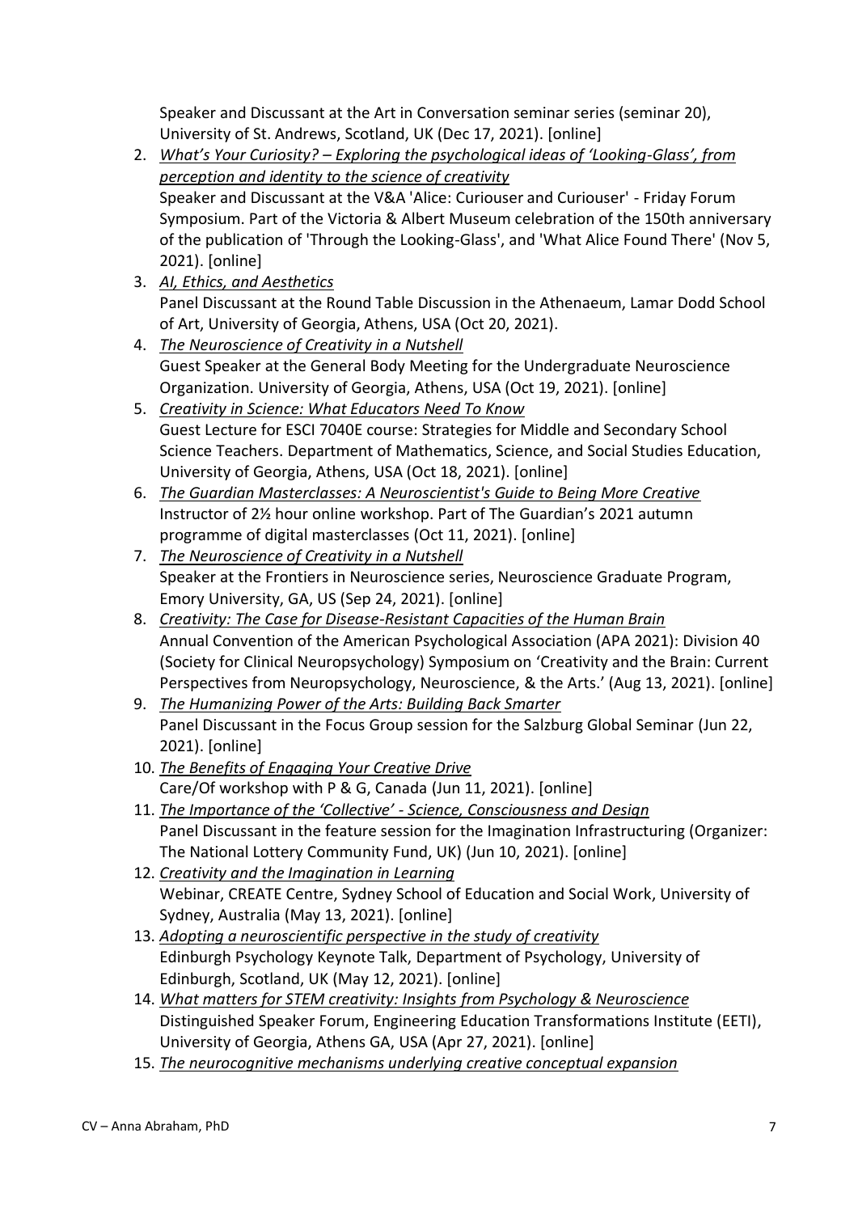Speaker and Discussant at the Art in Conversation seminar series (seminar 20), University of St. Andrews, Scotland, UK (Dec 17, 2021). [online]

2. *What's Your Curiosity? – Exploring the psychological ideas of 'Looking-Glass', from perception and identity to the science of creativity*
   Speaker and Discussant at the V&A 'Alice: Curiouser and Curiouser' - Friday Forum Symposium. Part of the Victoria & Albert Museum celebration of the 150th anniversary of the publication of 'Through the Looking-Glass', and 'What Alice Found There' (Nov 5, 2021). [online]
3. *AI, Ethics, and Aesthetics*
   Panel Discussant at the Round Table Discussion in the Athenaeum, Lamar Dodd School of Art, University of Georgia, Athens, USA (Oct 20, 2021).
4. *The Neuroscience of Creativity in a Nutshell*
   Guest Speaker at the General Body Meeting for the Undergraduate Neuroscience Organization. University of Georgia, Athens, USA (Oct 19, 2021). [online]
5. *Creativity in Science: What Educators Need To Know*
   Guest Lecture for ESCI 7040E course: Strategies for Middle and Secondary School Science Teachers. Department of Mathematics, Science, and Social Studies Education, University of Georgia, Athens, USA (Oct 18, 2021). [online]
6. *The Guardian Masterclasses: A Neuroscientist's Guide to Being More Creative*
   Instructor of 2½ hour online workshop. Part of The Guardian's 2021 autumn programme of digital masterclasses (Oct 11, 2021). [online]
7. *The Neuroscience of Creativity in a Nutshell*
   Speaker at the Frontiers in Neuroscience series, Neuroscience Graduate Program, Emory University, GA, US (Sep 24, 2021). [online]
8. *Creativity: The Case for Disease-Resistant Capacities of the Human Brain*
   Annual Convention of the American Psychological Association (APA 2021): Division 40 (Society for Clinical Neuropsychology) Symposium on 'Creativity and the Brain: Current Perspectives from Neuropsychology, Neuroscience, & the Arts.' (Aug 13, 2021). [online]
9. *The Humanizing Power of the Arts: Building Back Smarter*
   Panel Discussant in the Focus Group session for the Salzburg Global Seminar (Jun 22, 2021). [online]
10. *The Benefits of Engaging Your Creative Drive*
    Care/Of workshop with P & G, Canada (Jun 11, 2021). [online]
11. *The Importance of the 'Collective' - Science, Consciousness and Design*
    Panel Discussant in the feature session for the Imagination Infrastructuring (Organizer: The National Lottery Community Fund, UK) (Jun 10, 2021). [online]
12. *Creativity and the Imagination in Learning*
    Webinar, CREATE Centre, Sydney School of Education and Social Work, University of Sydney, Australia (May 13, 2021). [online]
13. *Adopting a neuroscientific perspective in the study of creativity*
    Edinburgh Psychology Keynote Talk, Department of Psychology, University of Edinburgh, Scotland, UK (May 12, 2021). [online]
14. *What matters for STEM creativity: Insights from Psychology & Neuroscience*
    Distinguished Speaker Forum, Engineering Education Transformations Institute (EETI), University of Georgia, Athens GA, USA (Apr 27, 2021). [online]
15. *The neurocognitive mechanisms underlying creative conceptual expansion*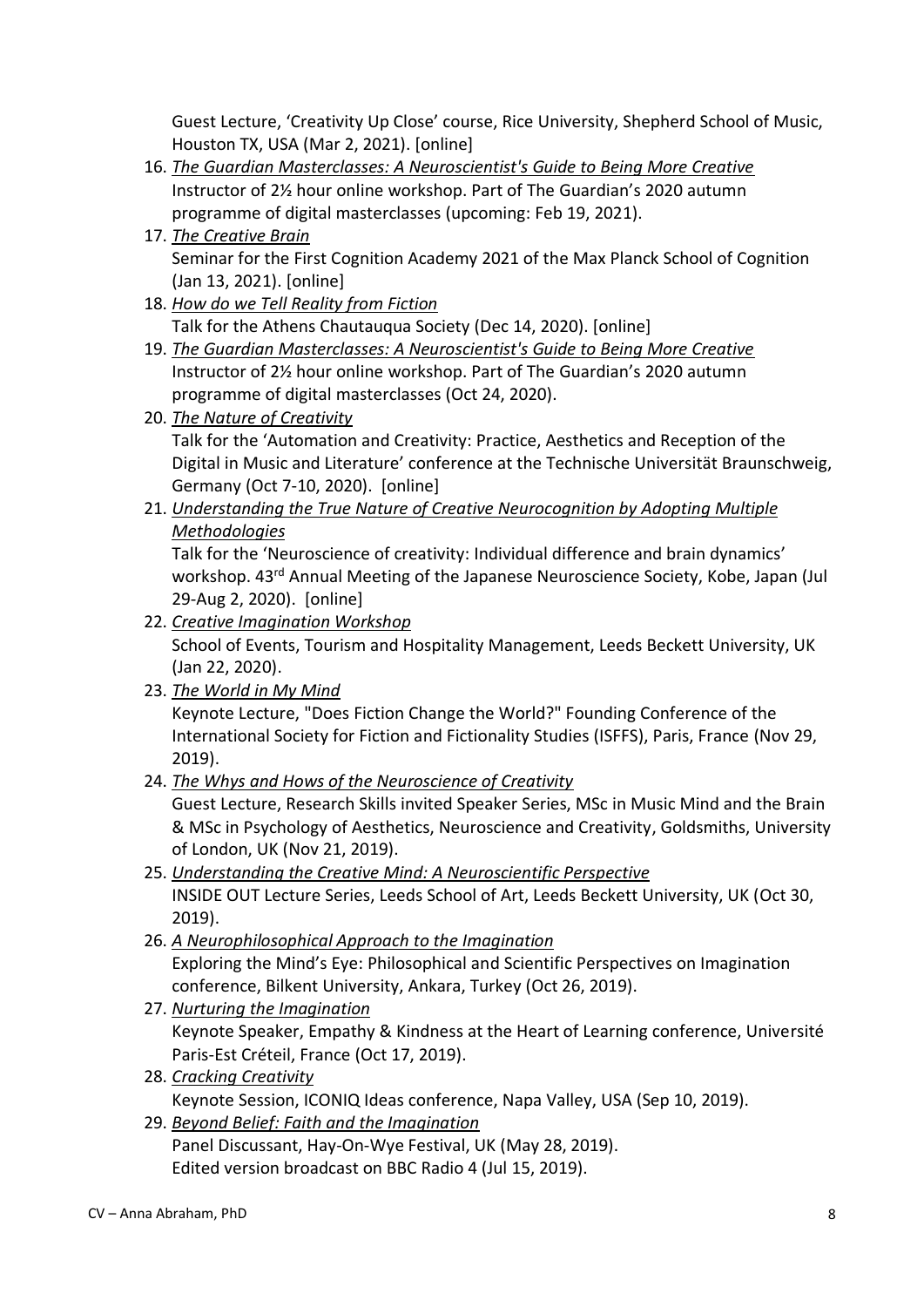Guest Lecture, 'Creativity Up Close' course, Rice University, Shepherd School of Music, Houston TX, USA (Mar 2, 2021). [online]

16. *The Guardian Masterclasses: A Neuroscientist's Guide to Being More Creative*
    Instructor of 2½ hour online workshop. Part of The Guardian's 2020 autumn programme of digital masterclasses (upcoming: Feb 19, 2021).
17. *The Creative Brain*
    Seminar for the First Cognition Academy 2021 of the Max Planck School of Cognition (Jan 13, 2021). [online]
18. *How do we Tell Reality from Fiction*
    Talk for the Athens Chautauqua Society (Dec 14, 2020). [online]
19. *The Guardian Masterclasses: A Neuroscientist's Guide to Being More Creative*
    Instructor of 2½ hour online workshop. Part of The Guardian's 2020 autumn programme of digital masterclasses (Oct 24, 2020).
20. *The Nature of Creativity*
    Talk for the 'Automation and Creativity: Practice, Aesthetics and Reception of the Digital in Music and Literature' conference at the Technische Universität Braunschweig, Germany (Oct 7-10, 2020). [online]
21. *Understanding the True Nature of Creative Neurocognition by Adopting Multiple Methodologies*
    Talk for the 'Neuroscience of creativity: Individual difference and brain dynamics' workshop. 43rd Annual Meeting of the Japanese Neuroscience Society, Kobe, Japan (Jul 29-Aug 2, 2020). [online]
22. *Creative Imagination Workshop*
    School of Events, Tourism and Hospitality Management, Leeds Beckett University, UK (Jan 22, 2020).
23. *The World in My Mind*
    Keynote Lecture, "Does Fiction Change the World?" Founding Conference of the International Society for Fiction and Fictionality Studies (ISFFS), Paris, France (Nov 29, 2019).
24. *The Whys and Hows of the Neuroscience of Creativity*
    Guest Lecture, Research Skills invited Speaker Series, MSc in Music Mind and the Brain & MSc in Psychology of Aesthetics, Neuroscience and Creativity, Goldsmiths, University of London, UK (Nov 21, 2019).
25. *Understanding the Creative Mind: A Neuroscientific Perspective*
    INSIDE OUT Lecture Series, Leeds School of Art, Leeds Beckett University, UK (Oct 30, 2019).
26. *A Neurophilosophical Approach to the Imagination*
    Exploring the Mind's Eye: Philosophical and Scientific Perspectives on Imagination conference, Bilkent University, Ankara, Turkey (Oct 26, 2019).
27. *Nurturing the Imagination*
    Keynote Speaker, Empathy & Kindness at the Heart of Learning conference, Université Paris-Est Créteil, France (Oct 17, 2019).
28. *Cracking Creativity*
    Keynote Session, ICONIQ Ideas conference, Napa Valley, USA (Sep 10, 2019).
29. *Beyond Belief: Faith and the Imagination*
    Panel Discussant, Hay-On-Wye Festival, UK (May 28, 2019).
    Edited version broadcast on BBC Radio 4 (Jul 15, 2019).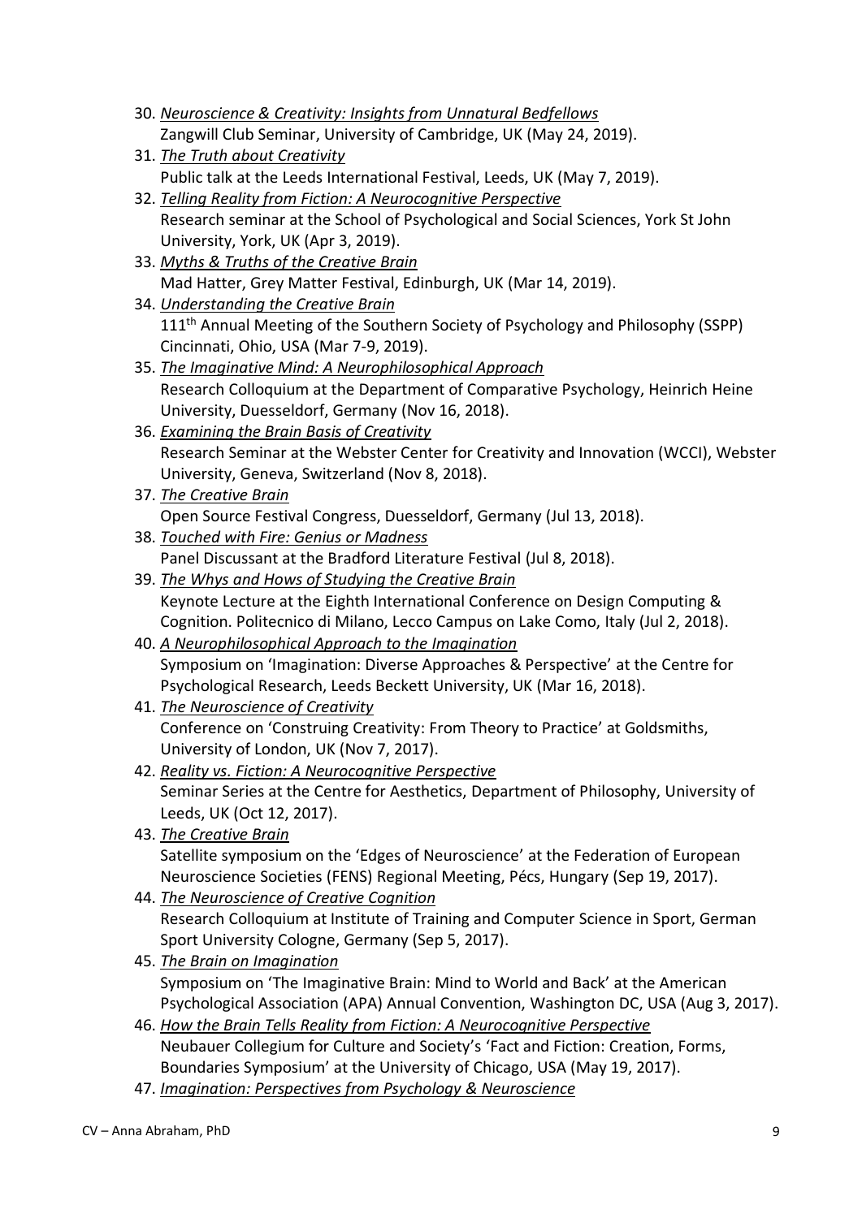30. *Neuroscience & Creativity: Insights from Unnatural Bedfellows*
    Zangwill Club Seminar, University of Cambridge, UK (May 24, 2019).
31. *The Truth about Creativity*
    Public talk at the Leeds International Festival, Leeds, UK (May 7, 2019).
32. *Telling Reality from Fiction: A Neurocognitive Perspective*
    Research seminar at the School of Psychological and Social Sciences, York St John University, York, UK (Apr 3, 2019).
33. *Myths & Truths of the Creative Brain*
    Mad Hatter, Grey Matter Festival, Edinburgh, UK (Mar 14, 2019).
34. *Understanding the Creative Brain*
    111th Annual Meeting of the Southern Society of Psychology and Philosophy (SSPP) Cincinnati, Ohio, USA (Mar 7-9, 2019).
35. *The Imaginative Mind: A Neurophilosophical Approach*
    Research Colloquium at the Department of Comparative Psychology, Heinrich Heine University, Duesseldorf, Germany (Nov 16, 2018).
36. *Examining the Brain Basis of Creativity*
    Research Seminar at the Webster Center for Creativity and Innovation (WCCI), Webster University, Geneva, Switzerland (Nov 8, 2018).
37. *The Creative Brain*
    Open Source Festival Congress, Duesseldorf, Germany (Jul 13, 2018).
38. *Touched with Fire: Genius or Madness*
    Panel Discussant at the Bradford Literature Festival (Jul 8, 2018).
39. *The Whys and Hows of Studying the Creative Brain*
    Keynote Lecture at the Eighth International Conference on Design Computing & Cognition. Politecnico di Milano, Lecco Campus on Lake Como, Italy (Jul 2, 2018).
40. *A Neurophilosophical Approach to the Imagination*
    Symposium on 'Imagination: Diverse Approaches & Perspective' at the Centre for Psychological Research, Leeds Beckett University, UK (Mar 16, 2018).
41. *The Neuroscience of Creativity*
    Conference on 'Construing Creativity: From Theory to Practice' at Goldsmiths, University of London, UK (Nov 7, 2017).
42. *Reality vs. Fiction: A Neurocognitive Perspective*
    Seminar Series at the Centre for Aesthetics, Department of Philosophy, University of Leeds, UK (Oct 12, 2017).
43. *The Creative Brain*
    Satellite symposium on the 'Edges of Neuroscience' at the Federation of European Neuroscience Societies (FENS) Regional Meeting, Pécs, Hungary (Sep 19, 2017).
44. *The Neuroscience of Creative Cognition*
    Research Colloquium at Institute of Training and Computer Science in Sport, German Sport University Cologne, Germany (Sep 5, 2017).
45. *The Brain on Imagination*
    Symposium on 'The Imaginative Brain: Mind to World and Back' at the American Psychological Association (APA) Annual Convention, Washington DC, USA (Aug 3, 2017).
46. *How the Brain Tells Reality from Fiction: A Neurocognitive Perspective*
    Neubauer Collegium for Culture and Society's 'Fact and Fiction: Creation, Forms, Boundaries Symposium' at the University of Chicago, USA (May 19, 2017).
47. *Imagination: Perspectives from Psychology & Neuroscience*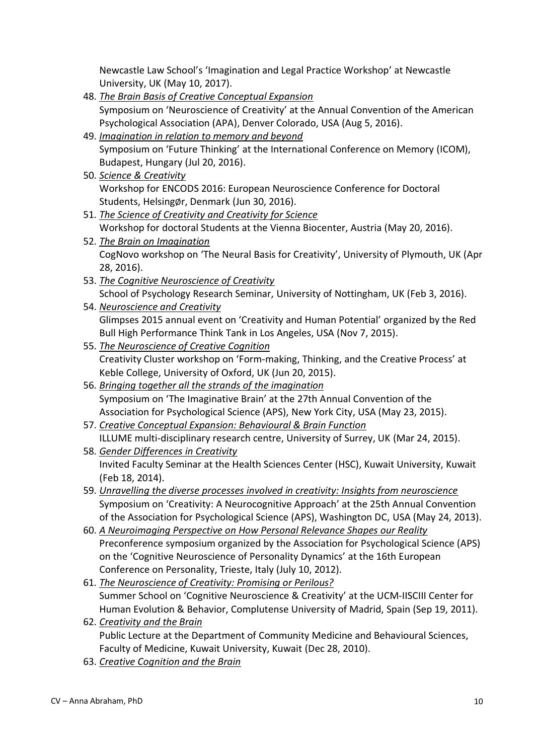Newcastle Law School's 'Imagination and Legal Practice Workshop' at Newcastle University, UK (May 10, 2017).

48. *The Brain Basis of Creative Conceptual Expansion*
    Symposium on 'Neuroscience of Creativity' at the Annual Convention of the American Psychological Association (APA), Denver Colorado, USA (Aug 5, 2016).
49. *Imagination in relation to memory and beyond*
    Symposium on 'Future Thinking' at the International Conference on Memory (ICOM), Budapest, Hungary (Jul 20, 2016).
50. *Science & Creativity*
    Workshop for ENCODS 2016: European Neuroscience Conference for Doctoral Students, Helsingør, Denmark (Jun 30, 2016).
51. *The Science of Creativity and Creativity for Science*
    Workshop for doctoral Students at the Vienna Biocenter, Austria (May 20, 2016).
52. *The Brain on Imagination*
    CogNovo workshop on 'The Neural Basis for Creativity', University of Plymouth, UK (Apr 28, 2016).
53. *The Cognitive Neuroscience of Creativity*
    School of Psychology Research Seminar, University of Nottingham, UK (Feb 3, 2016).
54. *Neuroscience and Creativity*
    Glimpses 2015 annual event on 'Creativity and Human Potential' organized by the Red Bull High Performance Think Tank in Los Angeles, USA (Nov 7, 2015).
55. *The Neuroscience of Creative Cognition*
    Creativity Cluster workshop on 'Form-making, Thinking, and the Creative Process' at Keble College, University of Oxford, UK (Jun 20, 2015).
56. *Bringing together all the strands of the imagination*
    Symposium on 'The Imaginative Brain' at the 27th Annual Convention of the Association for Psychological Science (APS), New York City, USA (May 23, 2015).
57. *Creative Conceptual Expansion: Behavioural & Brain Function*
    ILLUME multi-disciplinary research centre, University of Surrey, UK (Mar 24, 2015).
58. *Gender Differences in Creativity*
    Invited Faculty Seminar at the Health Sciences Center (HSC), Kuwait University, Kuwait (Feb 18, 2014).
59. *Unravelling the diverse processes involved in creativity: Insights from neuroscience*
    Symposium on 'Creativity: A Neurocognitive Approach' at the 25th Annual Convention of the Association for Psychological Science (APS), Washington DC, USA (May 24, 2013).
60. *A Neuroimaging Perspective on How Personal Relevance Shapes our Reality*
    Preconference symposium organized by the Association for Psychological Science (APS) on the 'Cognitive Neuroscience of Personality Dynamics' at the 16th European Conference on Personality, Trieste, Italy (July 10, 2012).
61. *The Neuroscience of Creativity: Promising or Perilous?*
    Summer School on 'Cognitive Neuroscience & Creativity' at the UCM-IISCIII Center for Human Evolution & Behavior, Complutense University of Madrid, Spain (Sep 19, 2011).
62. *Creativity and the Brain*
    Public Lecture at the Department of Community Medicine and Behavioural Sciences, Faculty of Medicine, Kuwait University, Kuwait (Dec 28, 2010).
63. *Creative Cognition and the Brain*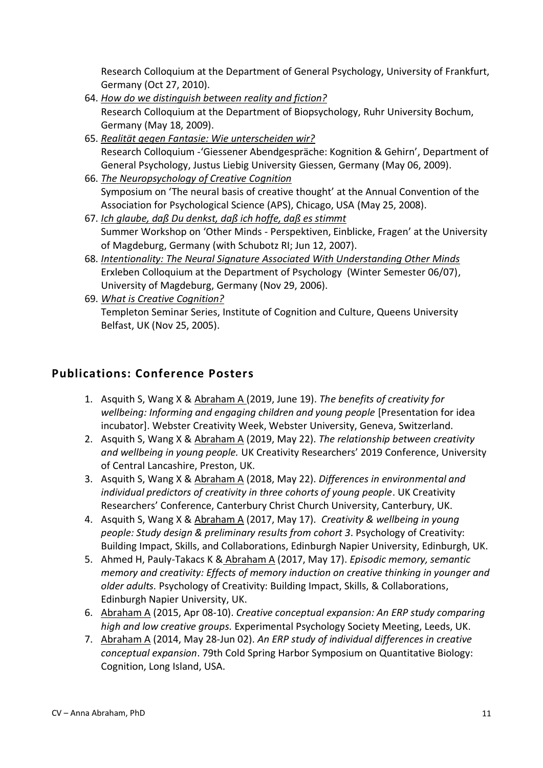Research Colloquium at the Department of General Psychology, University of Frankfurt, Germany (Oct 27, 2010).

64. *How do we distinguish between reality and fiction?*
 Research Colloquium at the Department of Biopsychology, Ruhr University Bochum, Germany (May 18, 2009).
65. *Realität gegen Fantasie: Wie unterscheiden wir?*
 Research Colloquium -'Giessener Abendgespräche: Kognition & Gehirn', Department of General Psychology, Justus Liebig University Giessen, Germany (May 06, 2009).
66. *The Neuropsychology of Creative Cognition*
 Symposium on 'The neural basis of creative thought' at the Annual Convention of the Association for Psychological Science (APS), Chicago, USA (May 25, 2008).
67. *Ich glaube, daß Du denkst, daß ich hoffe, daß es stimmt*
 Summer Workshop on 'Other Minds - Perspektiven, Einblicke, Fragen' at the University of Magdeburg, Germany (with Schubotz RI; Jun 12, 2007).
68. *Intentionality: The Neural Signature Associated With Understanding Other Minds*
 Erxleben Colloquium at the Department of Psychology (Winter Semester 06/07), University of Magdeburg, Germany (Nov 29, 2006).
69. *What is Creative Cognition?*
 Templeton Seminar Series, Institute of Cognition and Culture, Queens University Belfast, UK (Nov 25, 2005).

## Publications: Conference Posters

1. Asquith S, Wang X & Abraham A (2019, June 19). *The benefits of creativity for wellbeing: Informing and engaging children and young people* [Presentation for idea incubator]. Webster Creativity Week, Webster University, Geneva, Switzerland.
2. Asquith S, Wang X & Abraham A (2019, May 22). *The relationship between creativity and wellbeing in young people.* UK Creativity Researchers' 2019 Conference, University of Central Lancashire, Preston, UK.
3. Asquith S, Wang X & Abraham A (2018, May 22). *Differences in environmental and individual predictors of creativity in three cohorts of young people*. UK Creativity Researchers' Conference, Canterbury Christ Church University, Canterbury, UK.
4. Asquith S, Wang X & Abraham A (2017, May 17). *Creativity & wellbeing in young people: Study design & preliminary results from cohort 3*. Psychology of Creativity: Building Impact, Skills, and Collaborations, Edinburgh Napier University, Edinburgh, UK.
5. Ahmed H, Pauly-Takacs K & Abraham A (2017, May 17). *Episodic memory, semantic memory and creativity: Effects of memory induction on creative thinking in younger and older adults.* Psychology of Creativity: Building Impact, Skills, & Collaborations, Edinburgh Napier University, UK.
6. Abraham A (2015, Apr 08-10). *Creative conceptual expansion: An ERP study comparing high and low creative groups.* Experimental Psychology Society Meeting, Leeds, UK.
7. Abraham A (2014, May 28-Jun 02). *An ERP study of individual differences in creative conceptual expansion*. 79th Cold Spring Harbor Symposium on Quantitative Biology: Cognition, Long Island, USA.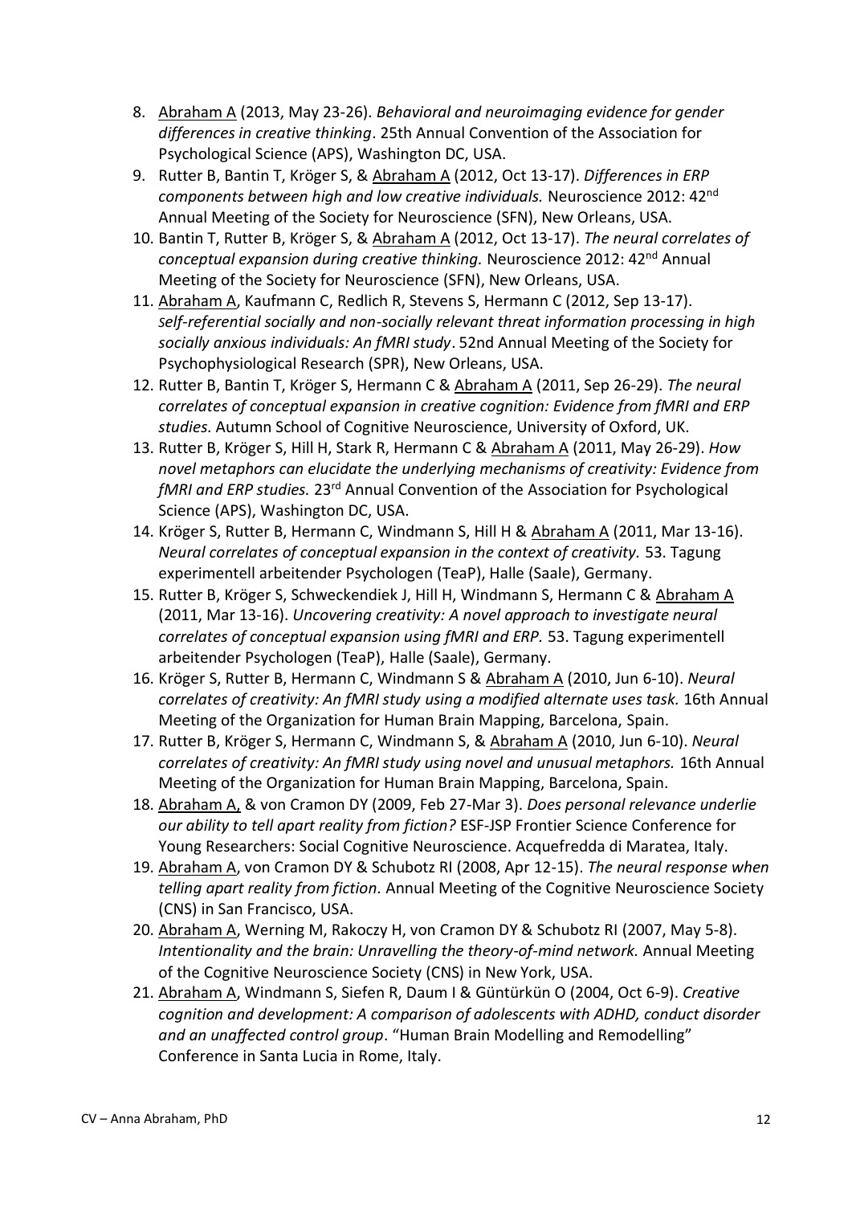8. Abraham A (2013, May 23-26). *Behavioral and neuroimaging evidence for gender differences in creative thinking*. 25th Annual Convention of the Association for Psychological Science (APS), Washington DC, USA.
9. Rutter B, Bantin T, Kröger S, & Abraham A (2012, Oct 13-17). *Differences in ERP components between high and low creative individuals.* Neuroscience 2012: 42nd Annual Meeting of the Society for Neuroscience (SFN), New Orleans, USA.
10. Bantin T, Rutter B, Kröger S, & Abraham A (2012, Oct 13-17). *The neural correlates of conceptual expansion during creative thinking.* Neuroscience 2012: 42nd Annual Meeting of the Society for Neuroscience (SFN), New Orleans, USA.
11. Abraham A, Kaufmann C, Redlich R, Stevens S, Hermann C (2012, Sep 13-17). *Self-referential socially and non-socially relevant threat information processing in high socially anxious individuals: An fMRI study*. 52nd Annual Meeting of the Society for Psychophysiological Research (SPR), New Orleans, USA.
12. Rutter B, Bantin T, Kröger S, Hermann C & Abraham A (2011, Sep 26-29). *The neural correlates of conceptual expansion in creative cognition: Evidence from fMRI and ERP studies.* Autumn School of Cognitive Neuroscience, University of Oxford, UK.
13. Rutter B, Kröger S, Hill H, Stark R, Hermann C & Abraham A (2011, May 26-29). *How novel metaphors can elucidate the underlying mechanisms of creativity: Evidence from fMRI and ERP studies.* 23rd Annual Convention of the Association for Psychological Science (APS), Washington DC, USA.
14. Kröger S, Rutter B, Hermann C, Windmann S, Hill H & Abraham A (2011, Mar 13-16). *Neural correlates of conceptual expansion in the context of creativity.* 53. Tagung experimentell arbeitender Psychologen (TeaP), Halle (Saale), Germany.
15. Rutter B, Kröger S, Schweckendiek J, Hill H, Windmann S, Hermann C & Abraham A (2011, Mar 13-16). *Uncovering creativity: A novel approach to investigate neural correlates of conceptual expansion using fMRI and ERP.* 53. Tagung experimentell arbeitender Psychologen (TeaP), Halle (Saale), Germany.
16. Kröger S, Rutter B, Hermann C, Windmann S & Abraham A (2010, Jun 6-10). *Neural correlates of creativity: An fMRI study using a modified alternate uses task.* 16th Annual Meeting of the Organization for Human Brain Mapping, Barcelona, Spain.
17. Rutter B, Kröger S, Hermann C, Windmann S, & Abraham A (2010, Jun 6-10). *Neural correlates of creativity: An fMRI study using novel and unusual metaphors.* 16th Annual Meeting of the Organization for Human Brain Mapping, Barcelona, Spain.
18. Abraham A, & von Cramon DY (2009, Feb 27-Mar 3). *Does personal relevance underlie our ability to tell apart reality from fiction?* ESF-JSP Frontier Science Conference for Young Researchers: Social Cognitive Neuroscience. Acquefredda di Maratea, Italy.
19. Abraham A, von Cramon DY & Schubotz RI (2008, Apr 12-15). *The neural response when telling apart reality from fiction.* Annual Meeting of the Cognitive Neuroscience Society (CNS) in San Francisco, USA.
20. Abraham A, Werning M, Rakoczy H, von Cramon DY & Schubotz RI (2007, May 5-8). *Intentionality and the brain: Unravelling the theory-of-mind network.* Annual Meeting of the Cognitive Neuroscience Society (CNS) in New York, USA.
21. Abraham A, Windmann S, Siefen R, Daum I & Güntürkün O (2004, Oct 6-9). *Creative cognition and development: A comparison of adolescents with ADHD, conduct disorder and an unaffected control group*. "Human Brain Modelling and Remodelling" Conference in Santa Lucia in Rome, Italy.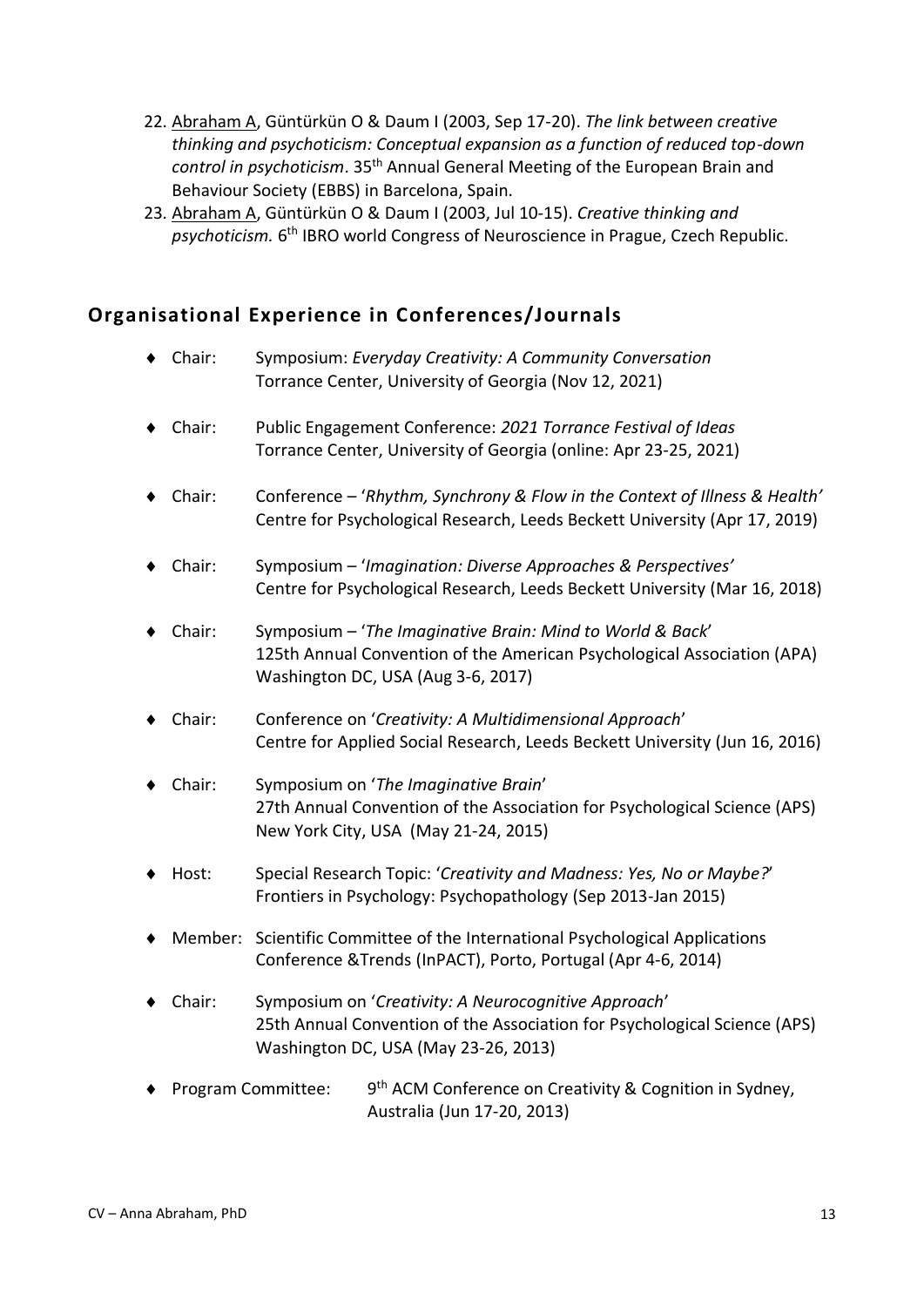22. Abraham A, Güntürkün O & Daum I (2003, Sep 17-20). *The link between creative thinking and psychoticism: Conceptual expansion as a function of reduced top-down control in psychoticism*. 35th Annual General Meeting of the European Brain and Behaviour Society (EBBS) in Barcelona, Spain.
23. Abraham A, Güntürkün O & Daum I (2003, Jul 10-15). *Creative thinking and psychoticism.* 6th IBRO world Congress of Neuroscience in Prague, Czech Republic.

## Organisational Experience in Conferences/Journals

- Chair: Symposium: *Everyday Creativity: A Community Conversation*
  Torrance Center, University of Georgia (Nov 12, 2021)
- Chair: Public Engagement Conference: *2021 Torrance Festival of Ideas*
  Torrance Center, University of Georgia (online: Apr 23-25, 2021)
- Chair: Conference – '*Rhythm, Synchrony & Flow in the Context of Illness & Health'*
  Centre for Psychological Research, Leeds Beckett University (Apr 17, 2019)
- Chair: Symposium – '*Imagination: Diverse Approaches & Perspectives'*
  Centre for Psychological Research, Leeds Beckett University (Mar 16, 2018)
- Chair: Symposium – '*The Imaginative Brain: Mind to World & Back*'
  125th Annual Convention of the American Psychological Association (APA) Washington DC, USA (Aug 3-6, 2017)
- Chair: Conference on '*Creativity: A Multidimensional Approach*'
  Centre for Applied Social Research, Leeds Beckett University (Jun 16, 2016)
- Chair: Symposium on '*The Imaginative Brain*'
  27th Annual Convention of the Association for Psychological Science (APS) New York City, USA (May 21-24, 2015)
- Host: Special Research Topic: '*Creativity and Madness: Yes, No or Maybe?*'
  Frontiers in Psychology: Psychopathology (Sep 2013-Jan 2015)
- Member: Scientific Committee of the International Psychological Applications Conference &Trends (InPACT), Porto, Portugal (Apr 4-6, 2014)
- Chair: Symposium on '*Creativity: A Neurocognitive Approach*'
  25th Annual Convention of the Association for Psychological Science (APS) Washington DC, USA (May 23-26, 2013)
- Program Committee: 9th ACM Conference on Creativity & Cognition in Sydney, Australia (Jun 17-20, 2013)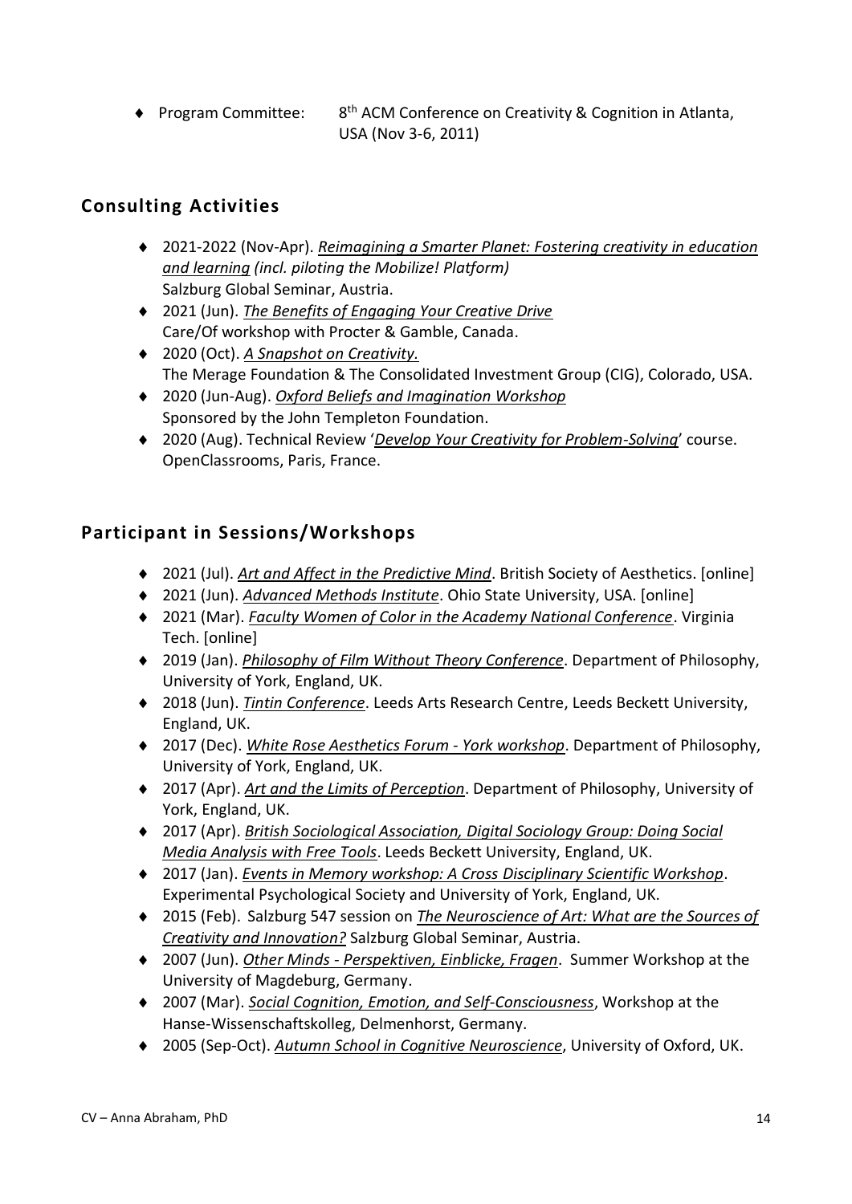- Program Committee: 8th ACM Conference on Creativity & Cognition in Atlanta, USA (Nov 3-6, 2011)

## Consulting Activities

- 2021-2022 (Nov-Apr). *Reimagining a Smarter Planet: Fostering creativity in education and learning (incl. piloting the Mobilize! Platform)* Salzburg Global Seminar, Austria.
- 2021 (Jun). *The Benefits of Engaging Your Creative Drive* Care/Of workshop with Procter & Gamble, Canada.
- 2020 (Oct). *A Snapshot on Creativity.* The Merage Foundation & The Consolidated Investment Group (CIG), Colorado, USA.
- 2020 (Jun-Aug). *Oxford Beliefs and Imagination Workshop* Sponsored by the John Templeton Foundation.
- 2020 (Aug). Technical Review '*Develop Your Creativity for Problem-Solving*' course. OpenClassrooms, Paris, France.

## Participant in Sessions/Workshops

- 2021 (Jul). *Art and Affect in the Predictive Mind*. British Society of Aesthetics. [online]
- 2021 (Jun). *Advanced Methods Institute*. Ohio State University, USA. [online]
- 2021 (Mar). *Faculty Women of Color in the Academy National Conference*. Virginia Tech. [online]
- 2019 (Jan). *Philosophy of Film Without Theory Conference*. Department of Philosophy, University of York, England, UK.
- 2018 (Jun). *Tintin Conference*. Leeds Arts Research Centre, Leeds Beckett University, England, UK.
- 2017 (Dec). *White Rose Aesthetics Forum - York workshop*. Department of Philosophy, University of York, England, UK.
- 2017 (Apr). *Art and the Limits of Perception*. Department of Philosophy, University of York, England, UK.
- 2017 (Apr). *British Sociological Association, Digital Sociology Group: Doing Social Media Analysis with Free Tools*. Leeds Beckett University, England, UK.
- 2017 (Jan). *Events in Memory workshop: A Cross Disciplinary Scientific Workshop*. Experimental Psychological Society and University of York, England, UK.
- 2015 (Feb). Salzburg 547 session on *The Neuroscience of Art: What are the Sources of Creativity and Innovation?* Salzburg Global Seminar, Austria.
- 2007 (Jun). *Other Minds - Perspektiven, Einblicke, Fragen*. Summer Workshop at the University of Magdeburg, Germany.
- 2007 (Mar). *Social Cognition, Emotion, and Self-Consciousness*, Workshop at the Hanse-Wissenschaftskolleg, Delmenhorst, Germany.
- 2005 (Sep-Oct). *Autumn School in Cognitive Neuroscience*, University of Oxford, UK.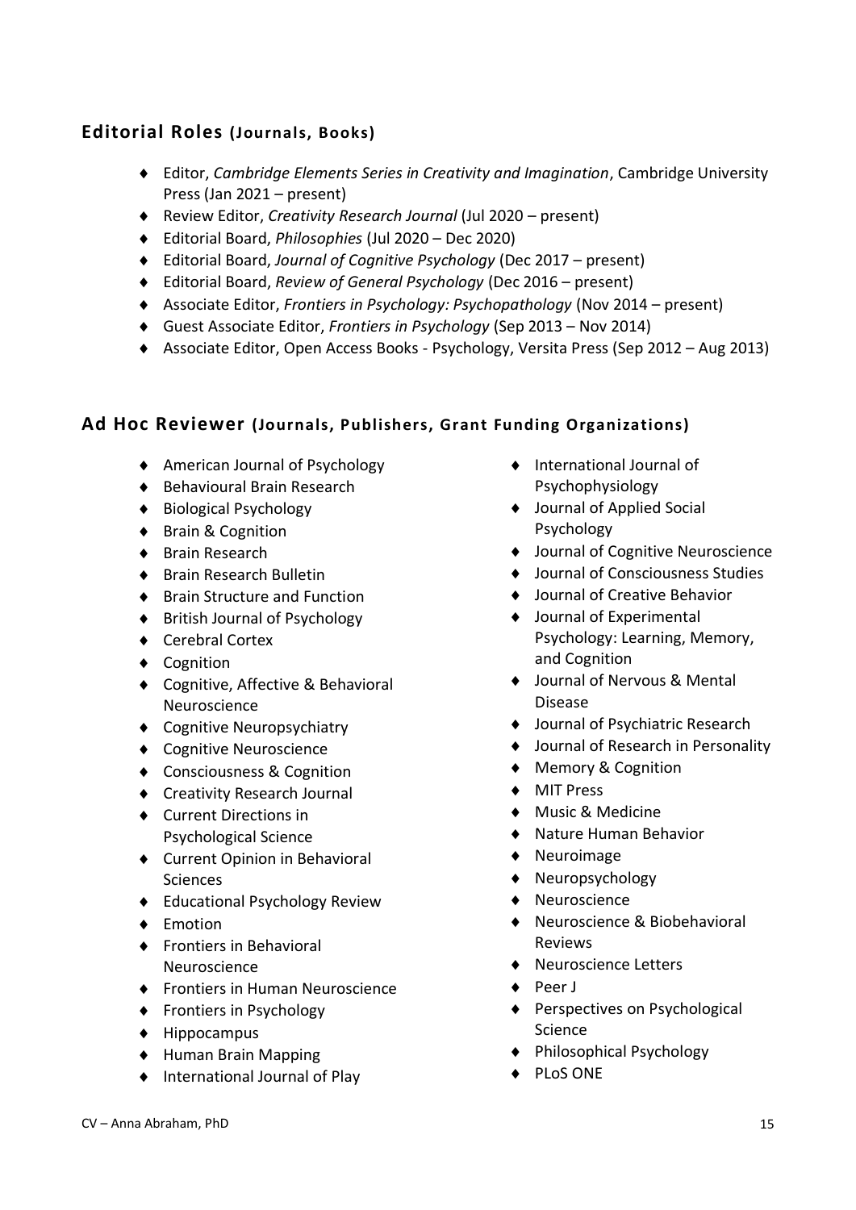## Editorial Roles (Journals, Books)

- Editor, *Cambridge Elements Series in Creativity and Imagination*, Cambridge University Press (Jan 2021 – present)
- Review Editor, *Creativity Research Journal* (Jul 2020 – present)
- Editorial Board, *Philosophies* (Jul 2020 – Dec 2020)
- Editorial Board, *Journal of Cognitive Psychology* (Dec 2017 – present)
- Editorial Board, *Review of General Psychology* (Dec 2016 – present)
- Associate Editor, *Frontiers in Psychology: Psychopathology* (Nov 2014 – present)
- Guest Associate Editor, *Frontiers in Psychology* (Sep 2013 – Nov 2014)
- Associate Editor, Open Access Books - Psychology, Versita Press (Sep 2012 – Aug 2013)

## Ad Hoc Reviewer (Journals, Publishers, Grant Funding Organizations)

- American Journal of Psychology
- Behavioural Brain Research
- Biological Psychology
- Brain & Cognition
- Brain Research
- Brain Research Bulletin
- Brain Structure and Function
- British Journal of Psychology
- Cerebral Cortex
- Cognition
- Cognitive, Affective & Behavioral Neuroscience
- Cognitive Neuropsychiatry
- Cognitive Neuroscience
- Consciousness & Cognition
- Creativity Research Journal
- Current Directions in Psychological Science
- Current Opinion in Behavioral Sciences
- Educational Psychology Review
- Emotion
- Frontiers in Behavioral Neuroscience
- Frontiers in Human Neuroscience
- Frontiers in Psychology
- Hippocampus
- Human Brain Mapping
- International Journal of Play
- International Journal of Psychophysiology
- Journal of Applied Social Psychology
- Journal of Cognitive Neuroscience
- Journal of Consciousness Studies
- Journal of Creative Behavior
- Journal of Experimental Psychology: Learning, Memory, and Cognition
- Journal of Nervous & Mental Disease
- Journal of Psychiatric Research
- Journal of Research in Personality
- Memory & Cognition
- MIT Press
- Music & Medicine
- Nature Human Behavior
- Neuroimage
- Neuropsychology
- Neuroscience
- Neuroscience & Biobehavioral Reviews
- Neuroscience Letters
- Peer J
- Perspectives on Psychological Science
- Philosophical Psychology
- PLoS ONE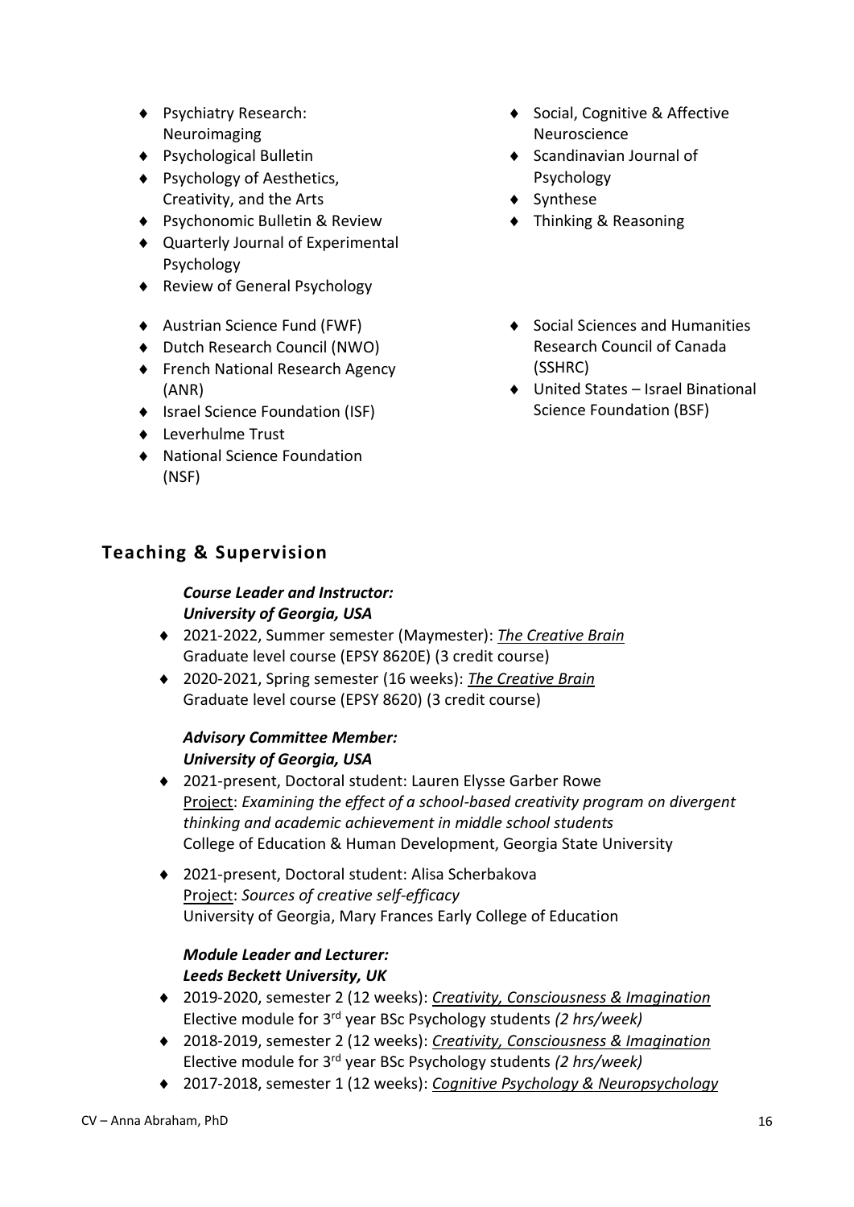- Psychiatry Research: Neuroimaging
- Psychological Bulletin
- Psychology of Aesthetics, Creativity, and the Arts
- Psychonomic Bulletin & Review
- Quarterly Journal of Experimental Psychology
- Review of General Psychology
- Social, Cognitive & Affective Neuroscience
- Scandinavian Journal of Psychology
- Synthese
- Thinking & Reasoning

- Austrian Science Fund (FWF)
- Dutch Research Council (NWO)
- French National Research Agency (ANR)
- Israel Science Foundation (ISF)
- Leverhulme Trust
- National Science Foundation (NSF)
- Social Sciences and Humanities Research Council of Canada (SSHRC)
- United States – Israel Binational Science Foundation (BSF)

## Teaching & Supervision

***Course Leader and Instructor:***
***University of Georgia, USA***

- 2021-2022, Summer semester (Maymester): *The Creative Brain*
  Graduate level course (EPSY 8620E) (3 credit course)
- 2020-2021, Spring semester (16 weeks): *The Creative Brain*
  Graduate level course (EPSY 8620) (3 credit course)

***Advisory Committee Member:***
***University of Georgia, USA***

- 2021-present, Doctoral student: Lauren Elysse Garber Rowe
  Project: *Examining the effect of a school-based creativity program on divergent thinking and academic achievement in middle school students*
  College of Education & Human Development, Georgia State University

- 2021-present, Doctoral student: Alisa Scherbakova
  Project: *Sources of creative self-efficacy*
  University of Georgia, Mary Frances Early College of Education

***Module Leader and Lecturer:***
***Leeds Beckett University, UK***

- 2019-2020, semester 2 (12 weeks): *Creativity, Consciousness & Imagination*
  Elective module for 3rd year BSc Psychology students *(2 hrs/week)*
- 2018-2019, semester 2 (12 weeks): *Creativity, Consciousness & Imagination*
  Elective module for 3rd year BSc Psychology students *(2 hrs/week)*
- 2017-2018, semester 1 (12 weeks): *Cognitive Psychology & Neuropsychology*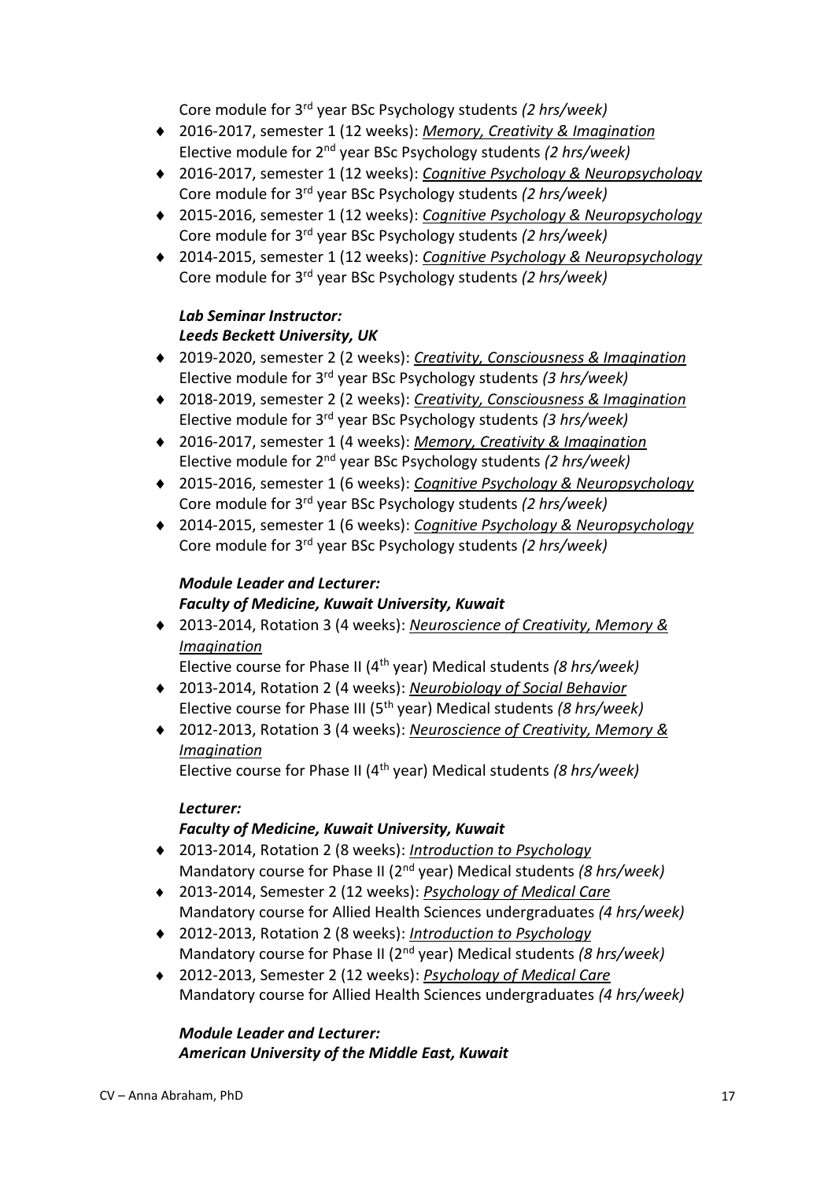Core module for 3rd year BSc Psychology students *(2 hrs/week)*

- 2016-2017, semester 1 (12 weeks): *Memory, Creativity & Imagination*
  Elective module for 2nd year BSc Psychology students *(2 hrs/week)*
- 2016-2017, semester 1 (12 weeks): *Cognitive Psychology & Neuropsychology*
  Core module for 3rd year BSc Psychology students *(2 hrs/week)*
- 2015-2016, semester 1 (12 weeks): *Cognitive Psychology & Neuropsychology*
  Core module for 3rd year BSc Psychology students *(2 hrs/week)*
- 2014-2015, semester 1 (12 weeks): *Cognitive Psychology & Neuropsychology*
  Core module for 3rd year BSc Psychology students *(2 hrs/week)*

***Lab Seminar Instructor:***
***Leeds Beckett University, UK***

- 2019-2020, semester 2 (2 weeks): *Creativity, Consciousness & Imagination*
  Elective module for 3rd year BSc Psychology students *(3 hrs/week)*
- 2018-2019, semester 2 (2 weeks): *Creativity, Consciousness & Imagination*
  Elective module for 3rd year BSc Psychology students *(3 hrs/week)*
- 2016-2017, semester 1 (4 weeks): *Memory, Creativity & Imagination*
  Elective module for 2nd year BSc Psychology students *(2 hrs/week)*
- 2015-2016, semester 1 (6 weeks): *Cognitive Psychology & Neuropsychology*
  Core module for 3rd year BSc Psychology students *(2 hrs/week)*
- 2014-2015, semester 1 (6 weeks): *Cognitive Psychology & Neuropsychology*
  Core module for 3rd year BSc Psychology students *(2 hrs/week)*

***Module Leader and Lecturer:***
***Faculty of Medicine, Kuwait University, Kuwait***

- 2013-2014, Rotation 3 (4 weeks): *Neuroscience of Creativity, Memory & Imagination*
  Elective course for Phase II (4th year) Medical students *(8 hrs/week)*
- 2013-2014, Rotation 2 (4 weeks): *Neurobiology of Social Behavior*
  Elective course for Phase III (5th year) Medical students *(8 hrs/week)*
- 2012-2013, Rotation 3 (4 weeks): *Neuroscience of Creativity, Memory & Imagination*
  Elective course for Phase II (4th year) Medical students *(8 hrs/week)*

***Lecturer:***
***Faculty of Medicine, Kuwait University, Kuwait***

- 2013-2014, Rotation 2 (8 weeks): *Introduction to Psychology*
  Mandatory course for Phase II (2nd year) Medical students *(8 hrs/week)*
- 2013-2014, Semester 2 (12 weeks): *Psychology of Medical Care*
  Mandatory course for Allied Health Sciences undergraduates *(4 hrs/week)*
- 2012-2013, Rotation 2 (8 weeks): *Introduction to Psychology*
  Mandatory course for Phase II (2nd year) Medical students *(8 hrs/week)*
- 2012-2013, Semester 2 (12 weeks): *Psychology of Medical Care*
  Mandatory course for Allied Health Sciences undergraduates *(4 hrs/week)*

***Module Leader and Lecturer:***
***American University of the Middle East, Kuwait***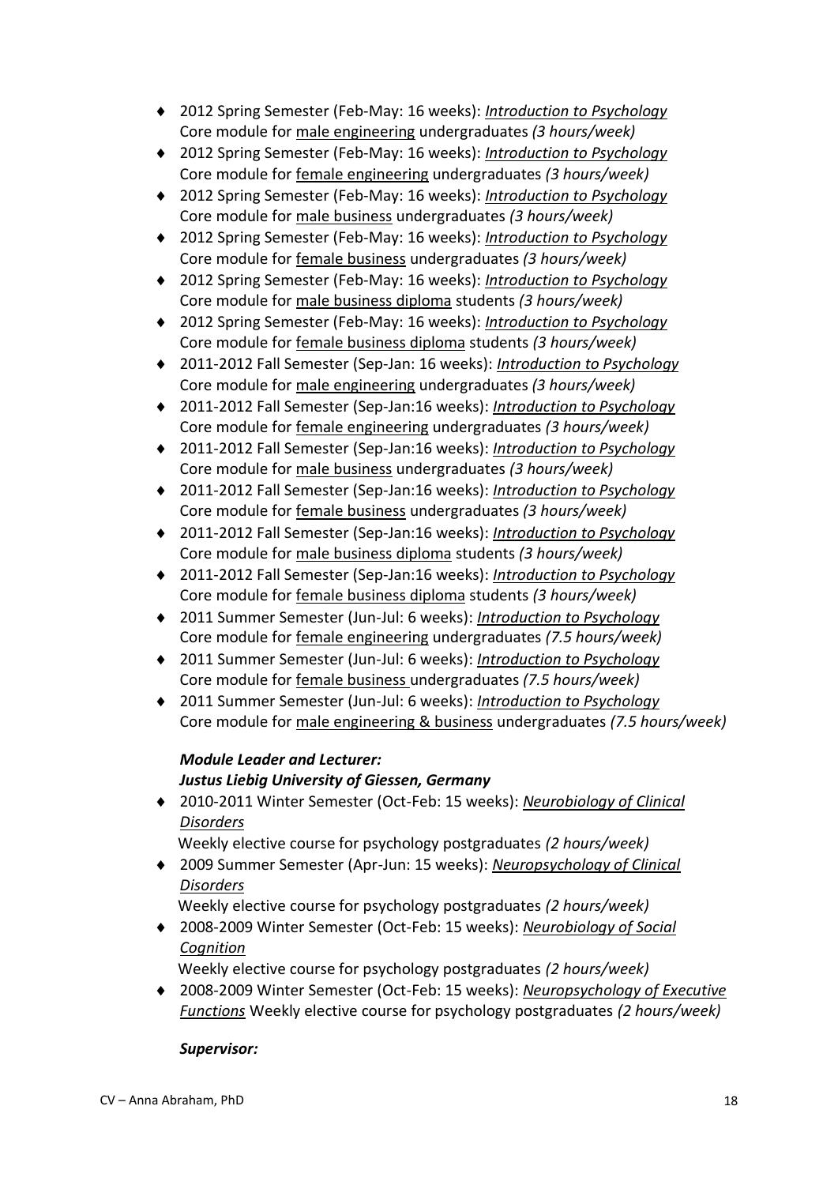- 2012 Spring Semester (Feb-May: 16 weeks): *Introduction to Psychology* Core module for male engineering undergraduates *(3 hours/week)*
- 2012 Spring Semester (Feb-May: 16 weeks): *Introduction to Psychology* Core module for female engineering undergraduates *(3 hours/week)*
- 2012 Spring Semester (Feb-May: 16 weeks): *Introduction to Psychology* Core module for male business undergraduates *(3 hours/week)*
- 2012 Spring Semester (Feb-May: 16 weeks): *Introduction to Psychology* Core module for female business undergraduates *(3 hours/week)*
- 2012 Spring Semester (Feb-May: 16 weeks): *Introduction to Psychology* Core module for male business diploma students *(3 hours/week)*
- 2012 Spring Semester (Feb-May: 16 weeks): *Introduction to Psychology* Core module for female business diploma students *(3 hours/week)*
- 2011-2012 Fall Semester (Sep-Jan: 16 weeks): *Introduction to Psychology* Core module for male engineering undergraduates *(3 hours/week)*
- 2011-2012 Fall Semester (Sep-Jan:16 weeks): *Introduction to Psychology* Core module for female engineering undergraduates *(3 hours/week)*
- 2011-2012 Fall Semester (Sep-Jan:16 weeks): *Introduction to Psychology* Core module for male business undergraduates *(3 hours/week)*
- 2011-2012 Fall Semester (Sep-Jan:16 weeks): *Introduction to Psychology* Core module for female business undergraduates *(3 hours/week)*
- 2011-2012 Fall Semester (Sep-Jan:16 weeks): *Introduction to Psychology* Core module for male business diploma students *(3 hours/week)*
- 2011-2012 Fall Semester (Sep-Jan:16 weeks): *Introduction to Psychology* Core module for female business diploma students *(3 hours/week)*
- 2011 Summer Semester (Jun-Jul: 6 weeks): *Introduction to Psychology* Core module for female engineering undergraduates *(7.5 hours/week)*
- 2011 Summer Semester (Jun-Jul: 6 weeks): *Introduction to Psychology* Core module for female business undergraduates *(7.5 hours/week)*
- 2011 Summer Semester (Jun-Jul: 6 weeks): *Introduction to Psychology* Core module for male engineering & business undergraduates *(7.5 hours/week)*

***Module Leader and Lecturer:***
***Justus Liebig University of Giessen, Germany***

- 2010-2011 Winter Semester (Oct-Feb: 15 weeks): *Neurobiology of Clinical Disorders* Weekly elective course for psychology postgraduates *(2 hours/week)*
- 2009 Summer Semester (Apr-Jun: 15 weeks): *Neuropsychology of Clinical Disorders* Weekly elective course for psychology postgraduates *(2 hours/week)*
- 2008-2009 Winter Semester (Oct-Feb: 15 weeks): *Neurobiology of Social Cognition* Weekly elective course for psychology postgraduates *(2 hours/week)*
- 2008-2009 Winter Semester (Oct-Feb: 15 weeks): *Neuropsychology of Executive Functions* Weekly elective course for psychology postgraduates *(2 hours/week)*

***Supervisor:***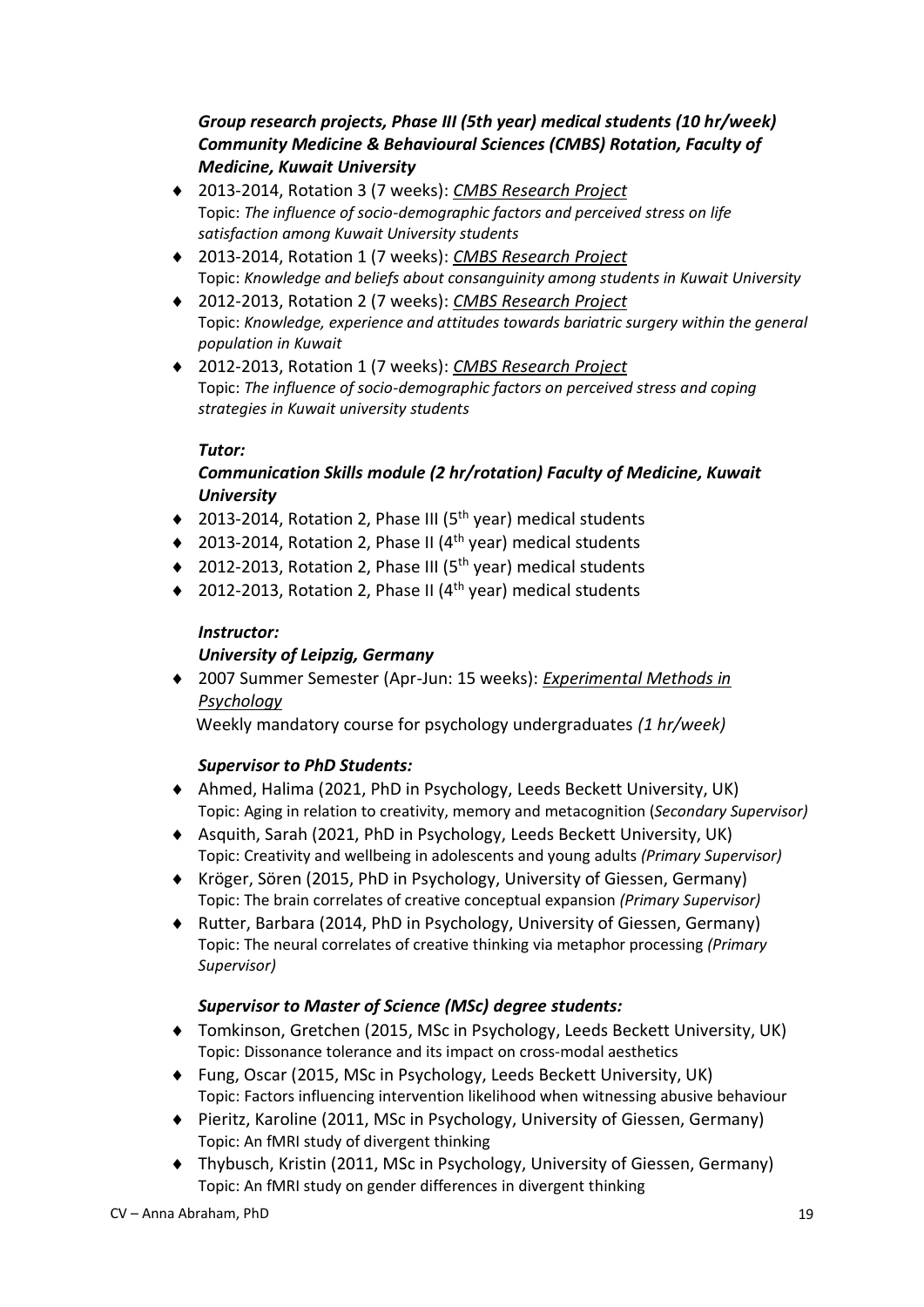***Group research projects, Phase III (5th year) medical students (10 hr/week) Community Medicine & Behavioural Sciences (CMBS) Rotation, Faculty of Medicine, Kuwait University***

- 2013-2014, Rotation 3 (7 weeks): *CMBS Research Project*
  Topic: *The influence of socio-demographic factors and perceived stress on life satisfaction among Kuwait University students*
- 2013-2014, Rotation 1 (7 weeks): *CMBS Research Project*
  Topic: *Knowledge and beliefs about consanguinity among students in Kuwait University*
- 2012-2013, Rotation 2 (7 weeks): *CMBS Research Project*
  Topic: *Knowledge, experience and attitudes towards bariatric surgery within the general population in Kuwait*
- 2012-2013, Rotation 1 (7 weeks): *CMBS Research Project*
  Topic: *The influence of socio-demographic factors on perceived stress and coping strategies in Kuwait university students*

***Tutor:***

***Communication Skills module (2 hr/rotation) Faculty of Medicine, Kuwait University***

- 2013-2014, Rotation 2, Phase III (5th year) medical students
- 2013-2014, Rotation 2, Phase II (4th year) medical students
- 2012-2013, Rotation 2, Phase III (5th year) medical students
- 2012-2013, Rotation 2, Phase II (4th year) medical students

***Instructor:***

***University of Leipzig, Germany***

- 2007 Summer Semester (Apr-Jun: 15 weeks): *Experimental Methods in Psychology*
  Weekly mandatory course for psychology undergraduates *(1 hr/week)*

***Supervisor to PhD Students:***

- Ahmed, Halima (2021, PhD in Psychology, Leeds Beckett University, UK)
  Topic: Aging in relation to creativity, memory and metacognition (*Secondary Supervisor)*
- Asquith, Sarah (2021, PhD in Psychology, Leeds Beckett University, UK)
  Topic: Creativity and wellbeing in adolescents and young adults *(Primary Supervisor)*
- Kröger, Sören (2015, PhD in Psychology, University of Giessen, Germany)
  Topic: The brain correlates of creative conceptual expansion *(Primary Supervisor)*
- Rutter, Barbara (2014, PhD in Psychology, University of Giessen, Germany)
  Topic: The neural correlates of creative thinking via metaphor processing *(Primary Supervisor)*

***Supervisor to Master of Science (MSc) degree students:***

- Tomkinson, Gretchen (2015, MSc in Psychology, Leeds Beckett University, UK)
  Topic: Dissonance tolerance and its impact on cross-modal aesthetics
- Fung, Oscar (2015, MSc in Psychology, Leeds Beckett University, UK)
  Topic: Factors influencing intervention likelihood when witnessing abusive behaviour
- Pieritz, Karoline (2011, MSc in Psychology, University of Giessen, Germany)
  Topic: An fMRI study of divergent thinking
- Thybusch, Kristin (2011, MSc in Psychology, University of Giessen, Germany)
  Topic: An fMRI study on gender differences in divergent thinking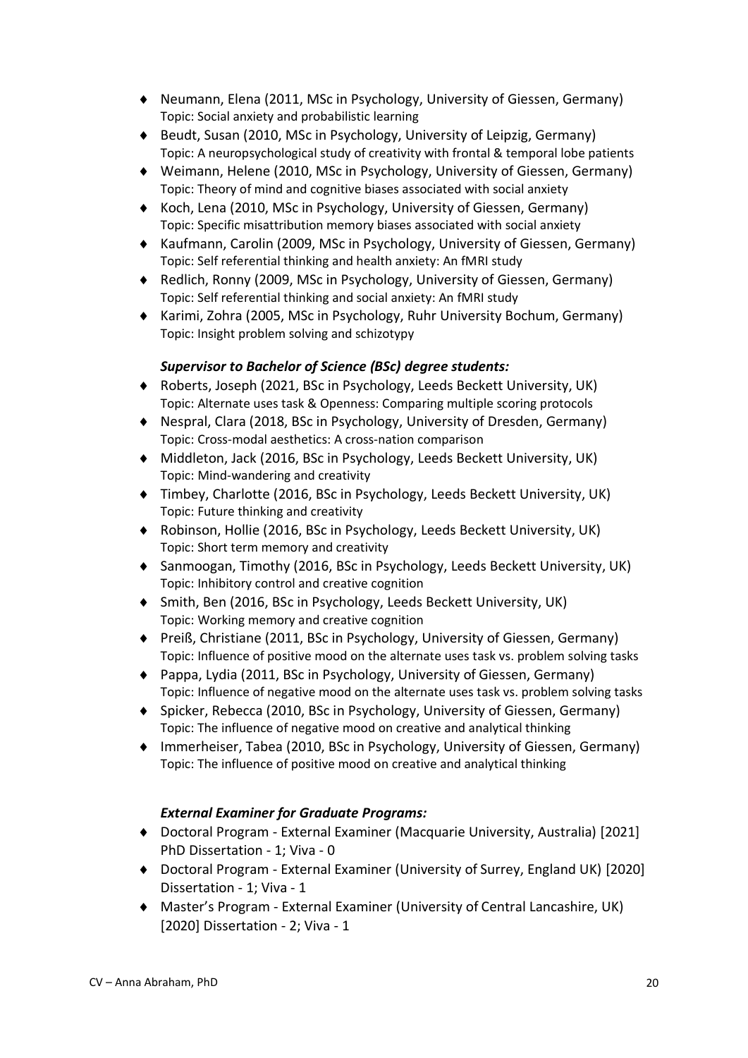- Neumann, Elena (2011, MSc in Psychology, University of Giessen, Germany)
  Topic: Social anxiety and probabilistic learning
- Beudt, Susan (2010, MSc in Psychology, University of Leipzig, Germany)
  Topic: A neuropsychological study of creativity with frontal & temporal lobe patients
- Weimann, Helene (2010, MSc in Psychology, University of Giessen, Germany)
  Topic: Theory of mind and cognitive biases associated with social anxiety
- Koch, Lena (2010, MSc in Psychology, University of Giessen, Germany)
  Topic: Specific misattribution memory biases associated with social anxiety
- Kaufmann, Carolin (2009, MSc in Psychology, University of Giessen, Germany)
  Topic: Self referential thinking and health anxiety: An fMRI study
- Redlich, Ronny (2009, MSc in Psychology, University of Giessen, Germany)
  Topic: Self referential thinking and social anxiety: An fMRI study
- Karimi, Zohra (2005, MSc in Psychology, Ruhr University Bochum, Germany)
  Topic: Insight problem solving and schizotypy

***Supervisor to Bachelor of Science (BSc) degree students:***

- Roberts, Joseph (2021, BSc in Psychology, Leeds Beckett University, UK)
  Topic: Alternate uses task & Openness: Comparing multiple scoring protocols
- Nespral, Clara (2018, BSc in Psychology, University of Dresden, Germany)
  Topic: Cross-modal aesthetics: A cross-nation comparison
- Middleton, Jack (2016, BSc in Psychology, Leeds Beckett University, UK)
  Topic: Mind-wandering and creativity
- Timbey, Charlotte (2016, BSc in Psychology, Leeds Beckett University, UK)
  Topic: Future thinking and creativity
- Robinson, Hollie (2016, BSc in Psychology, Leeds Beckett University, UK)
  Topic: Short term memory and creativity
- Sanmoogan, Timothy (2016, BSc in Psychology, Leeds Beckett University, UK)
  Topic: Inhibitory control and creative cognition
- Smith, Ben (2016, BSc in Psychology, Leeds Beckett University, UK)
  Topic: Working memory and creative cognition
- Preiß, Christiane (2011, BSc in Psychology, University of Giessen, Germany)
  Topic: Influence of positive mood on the alternate uses task vs. problem solving tasks
- Pappa, Lydia (2011, BSc in Psychology, University of Giessen, Germany)
  Topic: Influence of negative mood on the alternate uses task vs. problem solving tasks
- Spicker, Rebecca (2010, BSc in Psychology, University of Giessen, Germany)
  Topic: The influence of negative mood on creative and analytical thinking
- Immerheiser, Tabea (2010, BSc in Psychology, University of Giessen, Germany)
  Topic: The influence of positive mood on creative and analytical thinking

***External Examiner for Graduate Programs:***

- Doctoral Program - External Examiner (Macquarie University, Australia) [2021]
  PhD Dissertation - 1; Viva - 0
- Doctoral Program - External Examiner (University of Surrey, England UK) [2020]
  Dissertation - 1; Viva - 1
- Master's Program - External Examiner (University of Central Lancashire, UK)
  [2020] Dissertation - 2; Viva - 1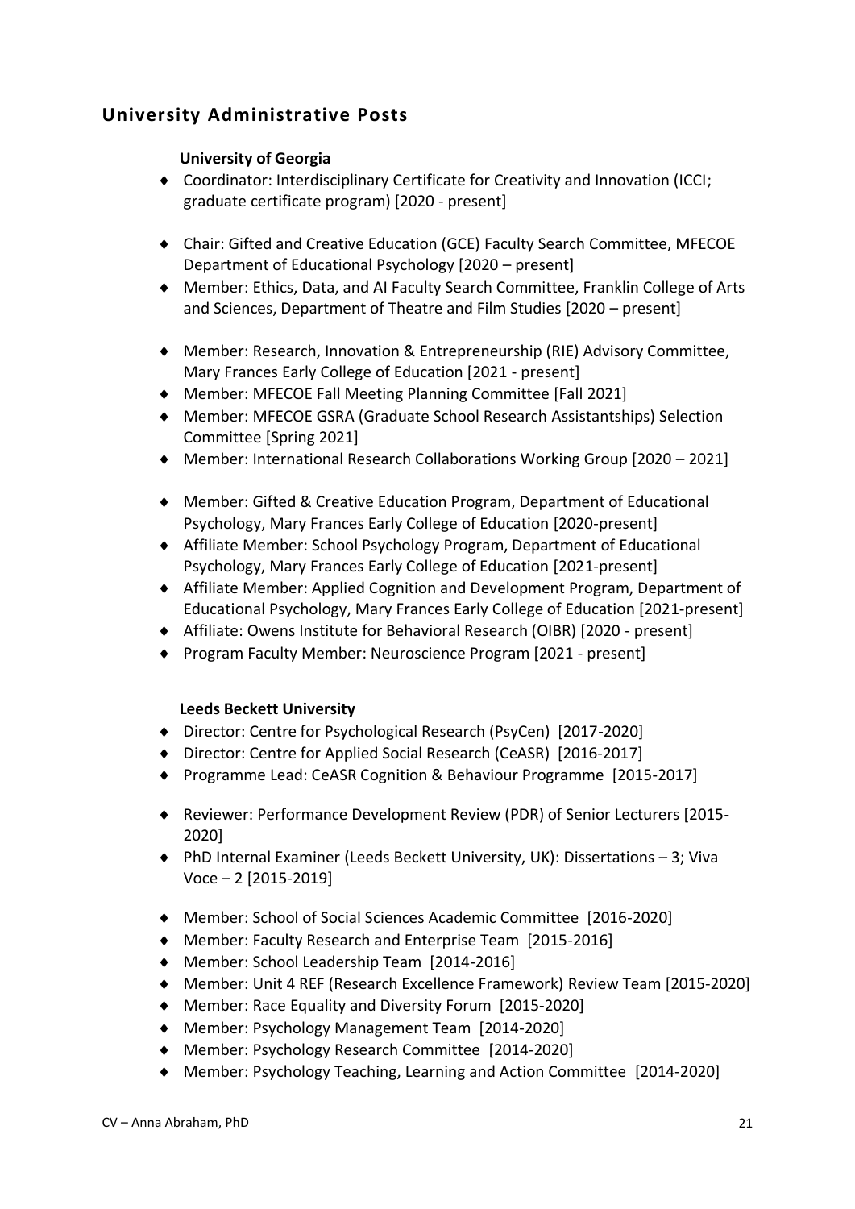## University Administrative Posts

**University of Georgia**

- Coordinator: Interdisciplinary Certificate for Creativity and Innovation (ICCI; graduate certificate program) [2020 - present]

- Chair: Gifted and Creative Education (GCE) Faculty Search Committee, MFECOE Department of Educational Psychology [2020 – present]
- Member: Ethics, Data, and AI Faculty Search Committee, Franklin College of Arts and Sciences, Department of Theatre and Film Studies [2020 – present]

- Member: Research, Innovation & Entrepreneurship (RIE) Advisory Committee, Mary Frances Early College of Education [2021 - present]
- Member: MFECOE Fall Meeting Planning Committee [Fall 2021]
- Member: MFECOE GSRA (Graduate School Research Assistantships) Selection Committee [Spring 2021]
- Member: International Research Collaborations Working Group [2020 – 2021]

- Member: Gifted & Creative Education Program, Department of Educational Psychology, Mary Frances Early College of Education [2020-present]
- Affiliate Member: School Psychology Program, Department of Educational Psychology, Mary Frances Early College of Education [2021-present]
- Affiliate Member: Applied Cognition and Development Program, Department of Educational Psychology, Mary Frances Early College of Education [2021-present]
- Affiliate: Owens Institute for Behavioral Research (OIBR) [2020 - present]
- Program Faculty Member: Neuroscience Program [2021 - present]

**Leeds Beckett University**

- Director: Centre for Psychological Research (PsyCen) [2017-2020]
- Director: Centre for Applied Social Research (CeASR) [2016-2017]
- Programme Lead: CeASR Cognition & Behaviour Programme [2015-2017]

- Reviewer: Performance Development Review (PDR) of Senior Lecturers [2015-2020]
- PhD Internal Examiner (Leeds Beckett University, UK): Dissertations – 3; Viva Voce – 2 [2015-2019]

- Member: School of Social Sciences Academic Committee [2016-2020]
- Member: Faculty Research and Enterprise Team [2015-2016]
- Member: School Leadership Team [2014-2016]
- Member: Unit 4 REF (Research Excellence Framework) Review Team [2015-2020]
- Member: Race Equality and Diversity Forum [2015-2020]
- Member: Psychology Management Team [2014-2020]
- Member: Psychology Research Committee [2014-2020]
- Member: Psychology Teaching, Learning and Action Committee [2014-2020]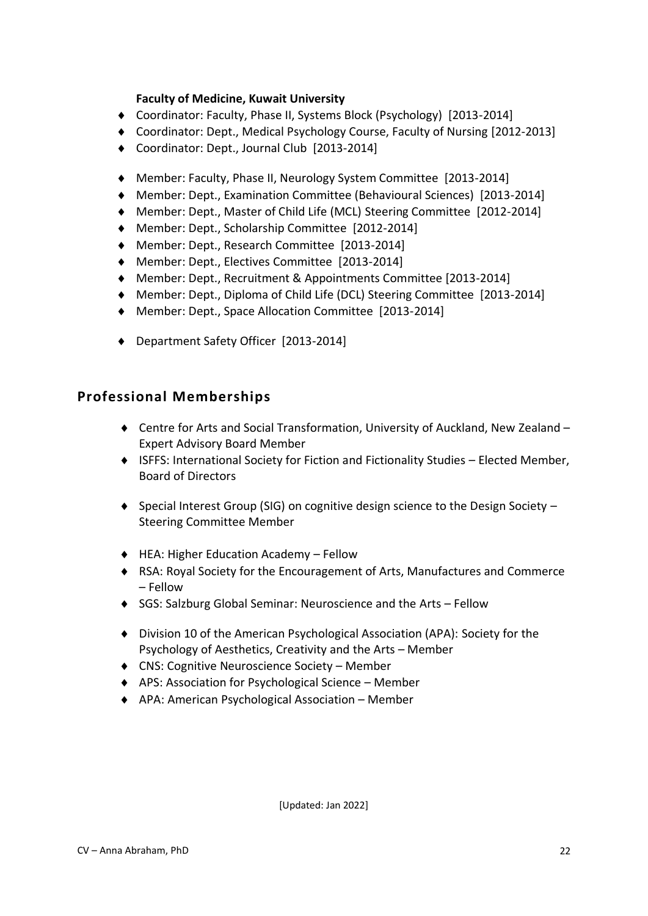**Faculty of Medicine, Kuwait University**

- Coordinator: Faculty, Phase II, Systems Block (Psychology) [2013-2014]
- Coordinator: Dept., Medical Psychology Course, Faculty of Nursing [2012-2013]
- Coordinator: Dept., Journal Club [2013-2014]

- Member: Faculty, Phase II, Neurology System Committee [2013-2014]
- Member: Dept., Examination Committee (Behavioural Sciences) [2013-2014]
- Member: Dept., Master of Child Life (MCL) Steering Committee [2012-2014]
- Member: Dept., Scholarship Committee [2012-2014]
- Member: Dept., Research Committee [2013-2014]
- Member: Dept., Electives Committee [2013-2014]
- Member: Dept., Recruitment & Appointments Committee [2013-2014]
- Member: Dept., Diploma of Child Life (DCL) Steering Committee [2013-2014]
- Member: Dept., Space Allocation Committee [2013-2014]

- Department Safety Officer [2013-2014]

## Professional Memberships

- Centre for Arts and Social Transformation, University of Auckland, New Zealand – Expert Advisory Board Member
- ISFFS: International Society for Fiction and Fictionality Studies – Elected Member, Board of Directors

- Special Interest Group (SIG) on cognitive design science to the Design Society – Steering Committee Member

- HEA: Higher Education Academy – Fellow
- RSA: Royal Society for the Encouragement of Arts, Manufactures and Commerce – Fellow
- SGS: Salzburg Global Seminar: Neuroscience and the Arts – Fellow

- Division 10 of the American Psychological Association (APA): Society for the Psychology of Aesthetics, Creativity and the Arts – Member
- CNS: Cognitive Neuroscience Society – Member
- APS: Association for Psychological Science – Member
- APA: American Psychological Association – Member

[Updated: Jan 2022]